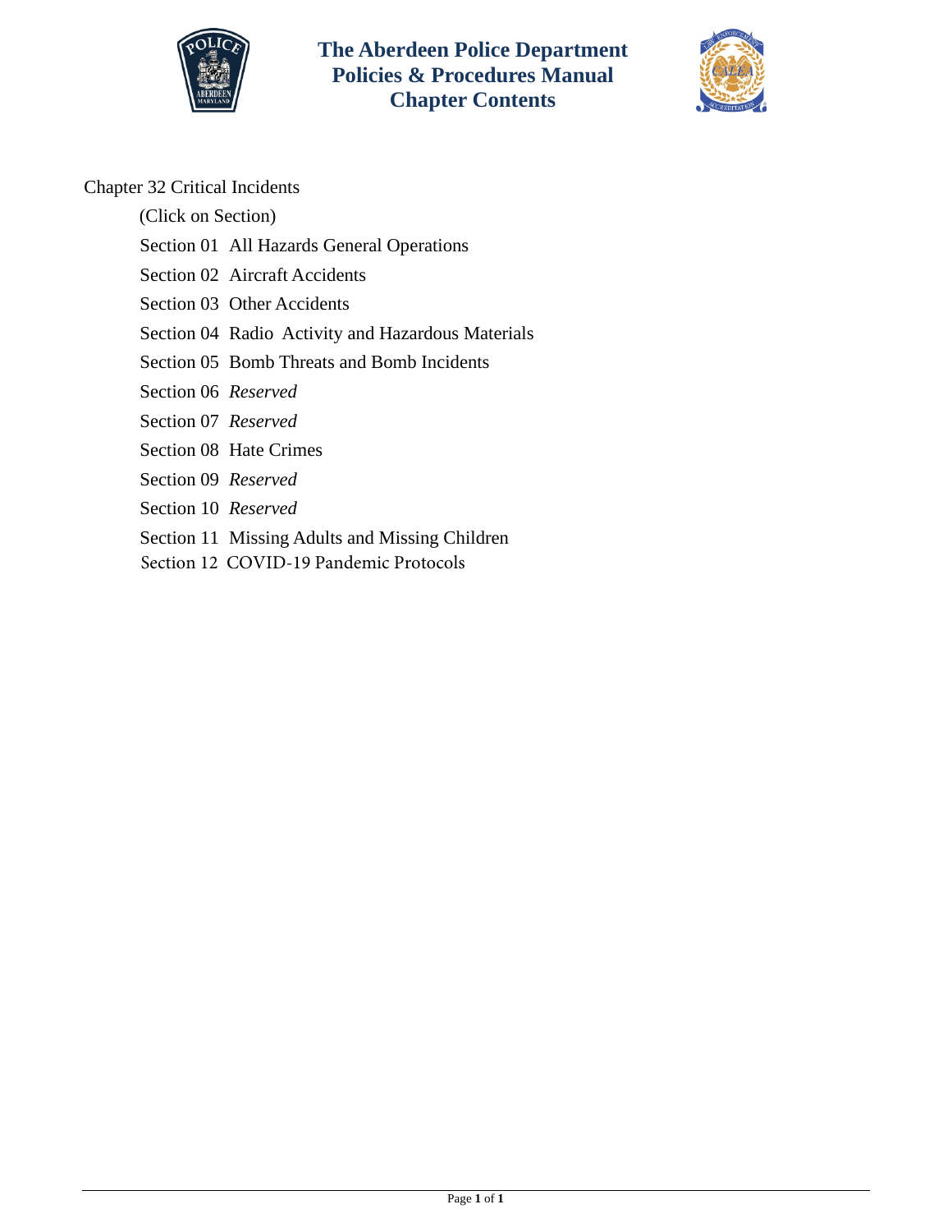# The Aberdeen Police Department Policies & Procedures Manual Chapter Contents

Chapter 32 Critical Incidents

(Click on Section)

Section 01 All Hazards General Operations

Section 02 Aircraft Accidents

Section 03 Other Accidents

Section 04 Radio Activity and Hazardous Materials

Section 05 Bomb Threats and Bomb Incidents

Section 06 *Reserved*

Section 07 *Reserved*

Section 08 Hate Crimes

Section 09 *Reserved*

Section 10 *Reserved*

Section 11 Missing Adults and Missing Children

Section 12 COVID-19 Pandemic Protocols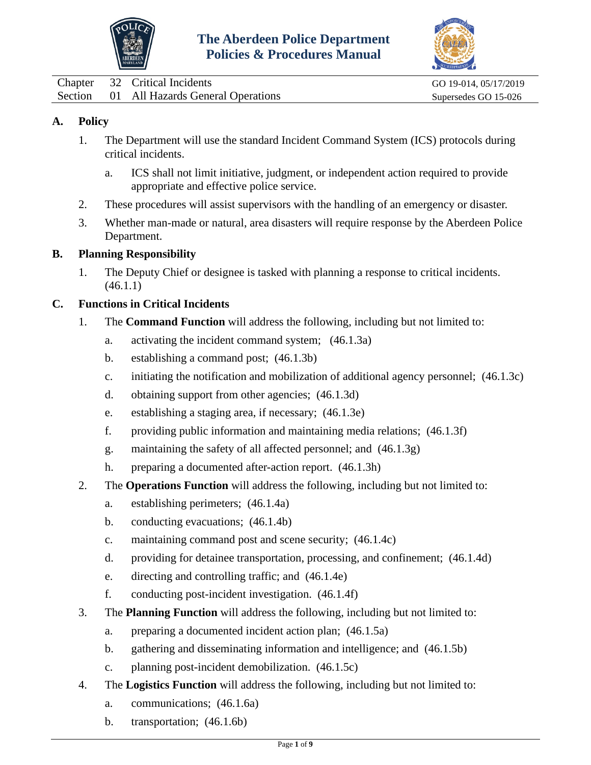# The Aberdeen Police Department
# Policies & Procedures Manual

| | | | |
|---|---|---|---|
| Chapter | 32 | Critical Incidents | GO 19-014, 05/17/2019 |
| Section | 01 | All Hazards General Operations | Supersedes GO 15-026 |

## A. Policy

1. The Department will use the standard Incident Command System (ICS) protocols during critical incidents.
   a. ICS shall not limit initiative, judgment, or independent action required to provide appropriate and effective police service.
2. These procedures will assist supervisors with the handling of an emergency or disaster.
3. Whether man-made or natural, area disasters will require response by the Aberdeen Police Department.

## B. Planning Responsibility

1. The Deputy Chief or designee is tasked with planning a response to critical incidents. (46.1.1)

## C. Functions in Critical Incidents

1. The **Command Function** will address the following, including but not limited to:
   a. activating the incident command system; (46.1.3a)
   b. establishing a command post; (46.1.3b)
   c. initiating the notification and mobilization of additional agency personnel; (46.1.3c)
   d. obtaining support from other agencies; (46.1.3d)
   e. establishing a staging area, if necessary; (46.1.3e)
   f. providing public information and maintaining media relations; (46.1.3f)
   g. maintaining the safety of all affected personnel; and (46.1.3g)
   h. preparing a documented after-action report. (46.1.3h)
2. The **Operations Function** will address the following, including but not limited to:
   a. establishing perimeters; (46.1.4a)
   b. conducting evacuations; (46.1.4b)
   c. maintaining command post and scene security; (46.1.4c)
   d. providing for detainee transportation, processing, and confinement; (46.1.4d)
   e. directing and controlling traffic; and (46.1.4e)
   f. conducting post-incident investigation. (46.1.4f)
3. The **Planning Function** will address the following, including but not limited to:
   a. preparing a documented incident action plan; (46.1.5a)
   b. gathering and disseminating information and intelligence; and (46.1.5b)
   c. planning post-incident demobilization. (46.1.5c)
4. The **Logistics Function** will address the following, including but not limited to:
   a. communications; (46.1.6a)
   b. transportation; (46.1.6b)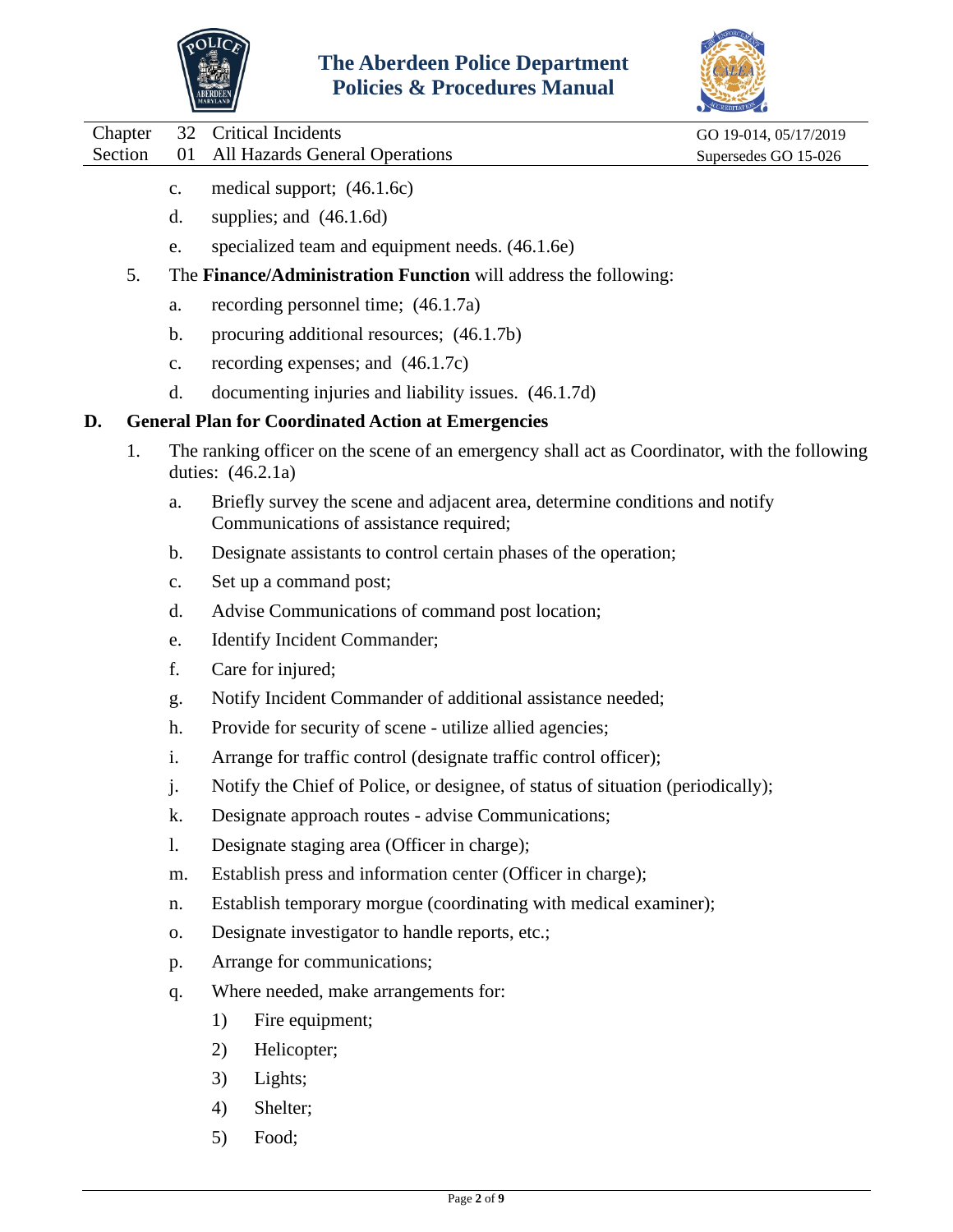c. medical support; (46.1.6c)

d. supplies; and (46.1.6d)

e. specialized team and equipment needs. (46.1.6e)

5. The **Finance/Administration Function** will address the following:

   a. recording personnel time; (46.1.7a)

   b. procuring additional resources; (46.1.7b)

   c. recording expenses; and (46.1.7c)

   d. documenting injuries and liability issues. (46.1.7d)

## D. General Plan for Coordinated Action at Emergencies

1. The ranking officer on the scene of an emergency shall act as Coordinator, with the following duties: (46.2.1a)

   a. Briefly survey the scene and adjacent area, determine conditions and notify Communications of assistance required;

   b. Designate assistants to control certain phases of the operation;

   c. Set up a command post;

   d. Advise Communications of command post location;

   e. Identify Incident Commander;

   f. Care for injured;

   g. Notify Incident Commander of additional assistance needed;

   h. Provide for security of scene - utilize allied agencies;

   i. Arrange for traffic control (designate traffic control officer);

   j. Notify the Chief of Police, or designee, of status of situation (periodically);

   k. Designate approach routes - advise Communications;

   l. Designate staging area (Officer in charge);

   m. Establish press and information center (Officer in charge);

   n. Establish temporary morgue (coordinating with medical examiner);

   o. Designate investigator to handle reports, etc.;

   p. Arrange for communications;

   q. Where needed, make arrangements for:

      1) Fire equipment;

      2) Helicopter;

      3) Lights;

      4) Shelter;

      5) Food;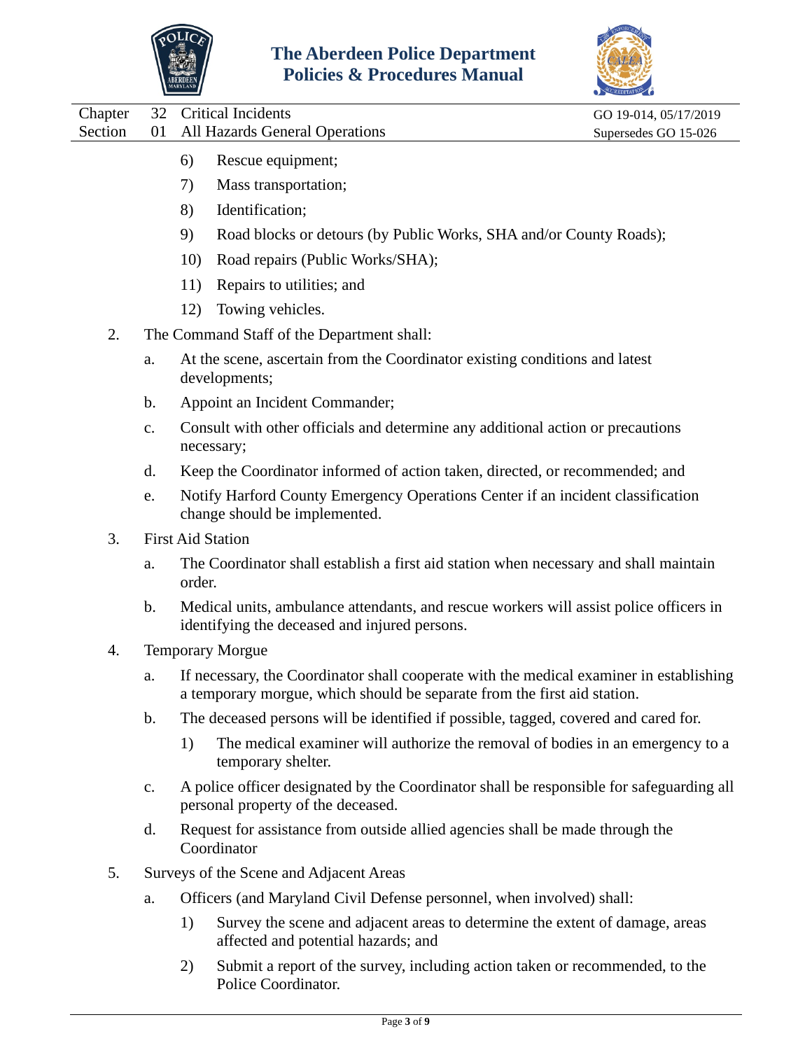6) Rescue equipment;

7) Mass transportation;

8) Identification;

9) Road blocks or detours (by Public Works, SHA and/or County Roads);

10) Road repairs (Public Works/SHA);

11) Repairs to utilities; and

12) Towing vehicles.

2. The Command Staff of the Department shall:

   a. At the scene, ascertain from the Coordinator existing conditions and latest developments;

   b. Appoint an Incident Commander;

   c. Consult with other officials and determine any additional action or precautions necessary;

   d. Keep the Coordinator informed of action taken, directed, or recommended; and

   e. Notify Harford County Emergency Operations Center if an incident classification change should be implemented.

3. First Aid Station

   a. The Coordinator shall establish a first aid station when necessary and shall maintain order.

   b. Medical units, ambulance attendants, and rescue workers will assist police officers in identifying the deceased and injured persons.

4. Temporary Morgue

   a. If necessary, the Coordinator shall cooperate with the medical examiner in establishing a temporary morgue, which should be separate from the first aid station.

   b. The deceased persons will be identified if possible, tagged, covered and cared for.

      1) The medical examiner will authorize the removal of bodies in an emergency to a temporary shelter.

   c. A police officer designated by the Coordinator shall be responsible for safeguarding all personal property of the deceased.

   d. Request for assistance from outside allied agencies shall be made through the Coordinator

5. Surveys of the Scene and Adjacent Areas

   a. Officers (and Maryland Civil Defense personnel, when involved) shall:

      1) Survey the scene and adjacent areas to determine the extent of damage, areas affected and potential hazards; and

      2) Submit a report of the survey, including action taken or recommended, to the Police Coordinator.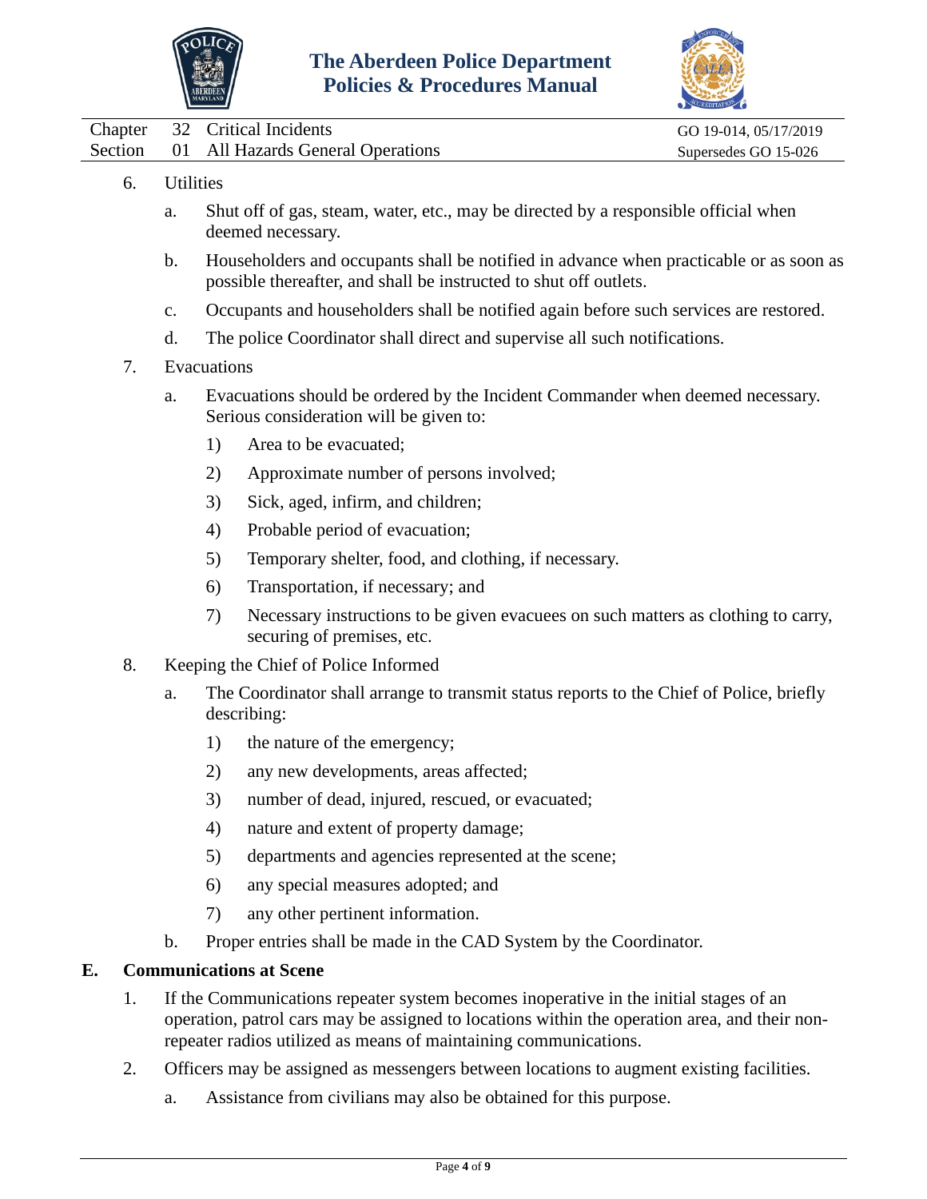6. Utilities

   a. Shut off of gas, steam, water, etc., may be directed by a responsible official when deemed necessary.

   b. Householders and occupants shall be notified in advance when practicable or as soon as possible thereafter, and shall be instructed to shut off outlets.

   c. Occupants and householders shall be notified again before such services are restored.

   d. The police Coordinator shall direct and supervise all such notifications.

7. Evacuations

   a. Evacuations should be ordered by the Incident Commander when deemed necessary. Serious consideration will be given to:

      1) Area to be evacuated;

      2) Approximate number of persons involved;

      3) Sick, aged, infirm, and children;

      4) Probable period of evacuation;

      5) Temporary shelter, food, and clothing, if necessary.

      6) Transportation, if necessary; and

      7) Necessary instructions to be given evacuees on such matters as clothing to carry, securing of premises, etc.

8. Keeping the Chief of Police Informed

   a. The Coordinator shall arrange to transmit status reports to the Chief of Police, briefly describing:

      1) the nature of the emergency;

      2) any new developments, areas affected;

      3) number of dead, injured, rescued, or evacuated;

      4) nature and extent of property damage;

      5) departments and agencies represented at the scene;

      6) any special measures adopted; and

      7) any other pertinent information.

   b. Proper entries shall be made in the CAD System by the Coordinator.

## E. Communications at Scene

1. If the Communications repeater system becomes inoperative in the initial stages of an operation, patrol cars may be assigned to locations within the operation area, and their non-repeater radios utilized as means of maintaining communications.

2. Officers may be assigned as messengers between locations to augment existing facilities.

   a. Assistance from civilians may also be obtained for this purpose.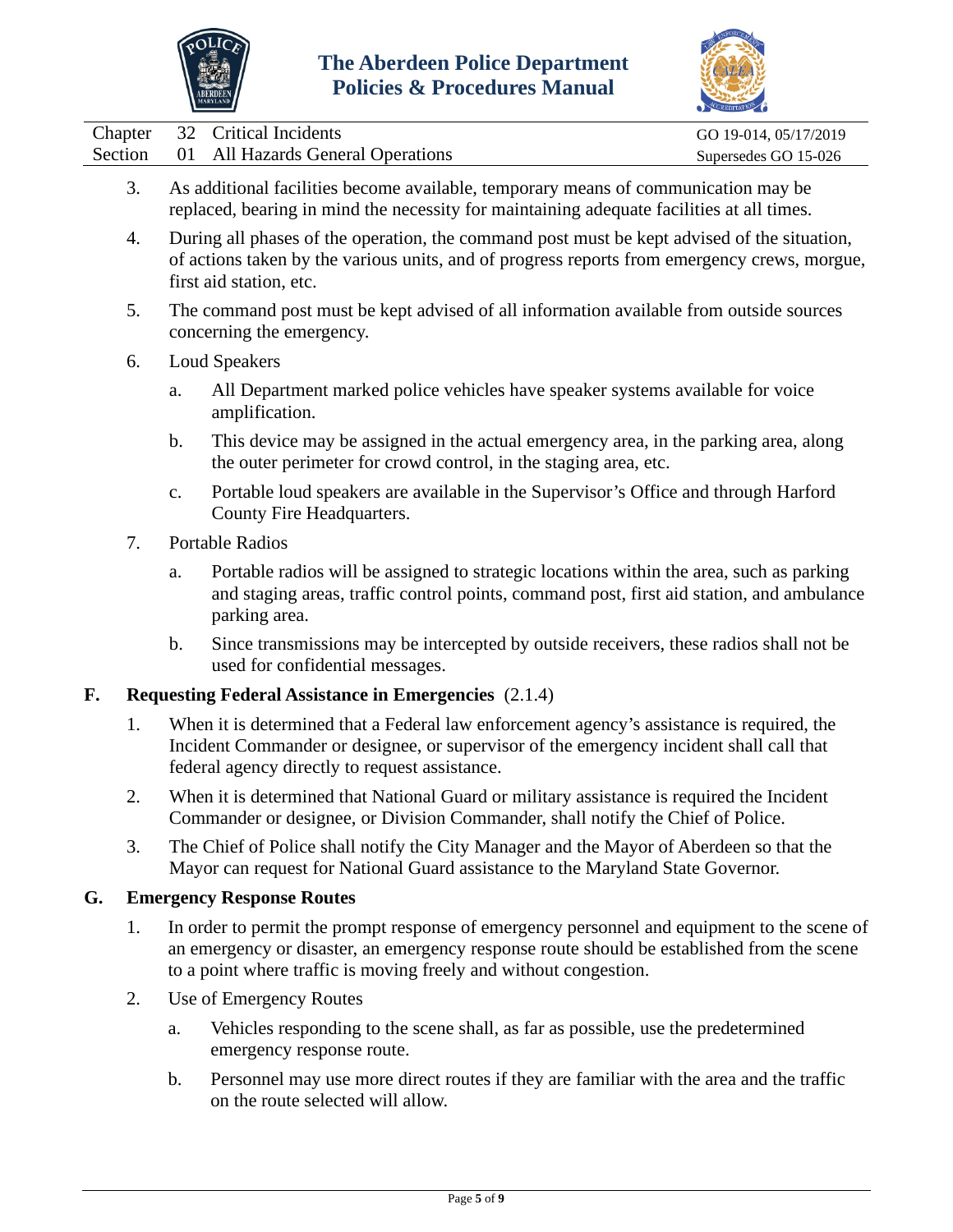3. As additional facilities become available, temporary means of communication may be replaced, bearing in mind the necessity for maintaining adequate facilities at all times.

4. During all phases of the operation, the command post must be kept advised of the situation, of actions taken by the various units, and of progress reports from emergency crews, morgue, first aid station, etc.

5. The command post must be kept advised of all information available from outside sources concerning the emergency.

6. Loud Speakers

   a. All Department marked police vehicles have speaker systems available for voice amplification.

   b. This device may be assigned in the actual emergency area, in the parking area, along the outer perimeter for crowd control, in the staging area, etc.

   c. Portable loud speakers are available in the Supervisor's Office and through Harford County Fire Headquarters.

7. Portable Radios

   a. Portable radios will be assigned to strategic locations within the area, such as parking and staging areas, traffic control points, command post, first aid station, and ambulance parking area.

   b. Since transmissions may be intercepted by outside receivers, these radios shall not be used for confidential messages.

**F. Requesting Federal Assistance in Emergencies** (2.1.4)

1. When it is determined that a Federal law enforcement agency's assistance is required, the Incident Commander or designee, or supervisor of the emergency incident shall call that federal agency directly to request assistance.

2. When it is determined that National Guard or military assistance is required the Incident Commander or designee, or Division Commander, shall notify the Chief of Police.

3. The Chief of Police shall notify the City Manager and the Mayor of Aberdeen so that the Mayor can request for National Guard assistance to the Maryland State Governor.

**G. Emergency Response Routes**

1. In order to permit the prompt response of emergency personnel and equipment to the scene of an emergency or disaster, an emergency response route should be established from the scene to a point where traffic is moving freely and without congestion.

2. Use of Emergency Routes

   a. Vehicles responding to the scene shall, as far as possible, use the predetermined emergency response route.

   b. Personnel may use more direct routes if they are familiar with the area and the traffic on the route selected will allow.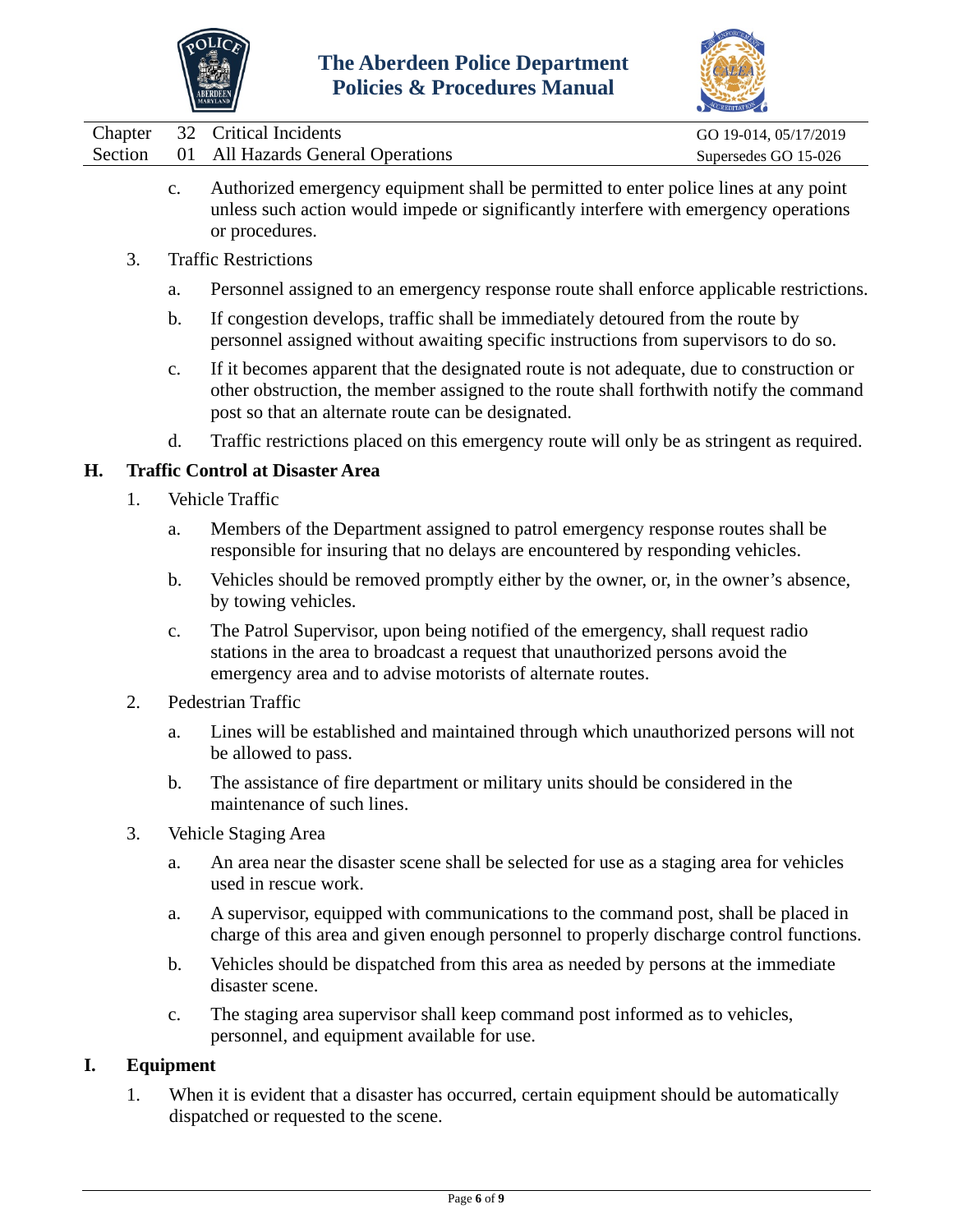c. Authorized emergency equipment shall be permitted to enter police lines at any point unless such action would impede or significantly interfere with emergency operations or procedures.

3. Traffic Restrictions

   a. Personnel assigned to an emergency response route shall enforce applicable restrictions.

   b. If congestion develops, traffic shall be immediately detoured from the route by personnel assigned without awaiting specific instructions from supervisors to do so.

   c. If it becomes apparent that the designated route is not adequate, due to construction or other obstruction, the member assigned to the route shall forthwith notify the command post so that an alternate route can be designated.

   d. Traffic restrictions placed on this emergency route will only be as stringent as required.

## H. Traffic Control at Disaster Area

1. Vehicle Traffic

   a. Members of the Department assigned to patrol emergency response routes shall be responsible for insuring that no delays are encountered by responding vehicles.

   b. Vehicles should be removed promptly either by the owner, or, in the owner's absence, by towing vehicles.

   c. The Patrol Supervisor, upon being notified of the emergency, shall request radio stations in the area to broadcast a request that unauthorized persons avoid the emergency area and to advise motorists of alternate routes.

2. Pedestrian Traffic

   a. Lines will be established and maintained through which unauthorized persons will not be allowed to pass.

   b. The assistance of fire department or military units should be considered in the maintenance of such lines.

3. Vehicle Staging Area

   a. An area near the disaster scene shall be selected for use as a staging area for vehicles used in rescue work.

   a. A supervisor, equipped with communications to the command post, shall be placed in charge of this area and given enough personnel to properly discharge control functions.

   b. Vehicles should be dispatched from this area as needed by persons at the immediate disaster scene.

   c. The staging area supervisor shall keep command post informed as to vehicles, personnel, and equipment available for use.

## I. Equipment

1. When it is evident that a disaster has occurred, certain equipment should be automatically dispatched or requested to the scene.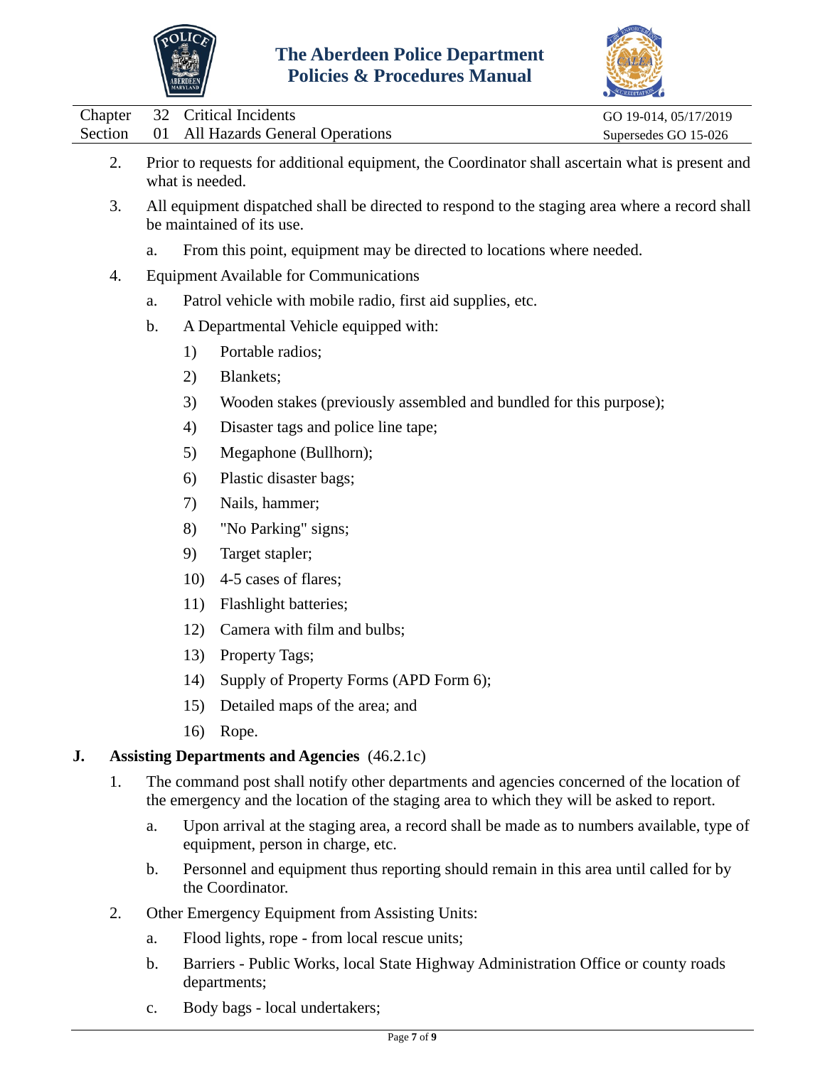2. Prior to requests for additional equipment, the Coordinator shall ascertain what is present and what is needed.

3. All equipment dispatched shall be directed to respond to the staging area where a record shall be maintained of its use.

   a. From this point, equipment may be directed to locations where needed.

4. Equipment Available for Communications

   a. Patrol vehicle with mobile radio, first aid supplies, etc.

   b. A Departmental Vehicle equipped with:

      1) Portable radios;
      2) Blankets;
      3) Wooden stakes (previously assembled and bundled for this purpose);
      4) Disaster tags and police line tape;
      5) Megaphone (Bullhorn);
      6) Plastic disaster bags;
      7) Nails, hammer;
      8) "No Parking" signs;
      9) Target stapler;
      10) 4-5 cases of flares;
      11) Flashlight batteries;
      12) Camera with film and bulbs;
      13) Property Tags;
      14) Supply of Property Forms (APD Form 6);
      15) Detailed maps of the area; and
      16) Rope.

**J. Assisting Departments and Agencies** (46.2.1c)

1. The command post shall notify other departments and agencies concerned of the location of the emergency and the location of the staging area to which they will be asked to report.

   a. Upon arrival at the staging area, a record shall be made as to numbers available, type of equipment, person in charge, etc.

   b. Personnel and equipment thus reporting should remain in this area until called for by the Coordinator.

2. Other Emergency Equipment from Assisting Units:

   a. Flood lights, rope - from local rescue units;

   b. Barriers - Public Works, local State Highway Administration Office or county roads departments;

   c. Body bags - local undertakers;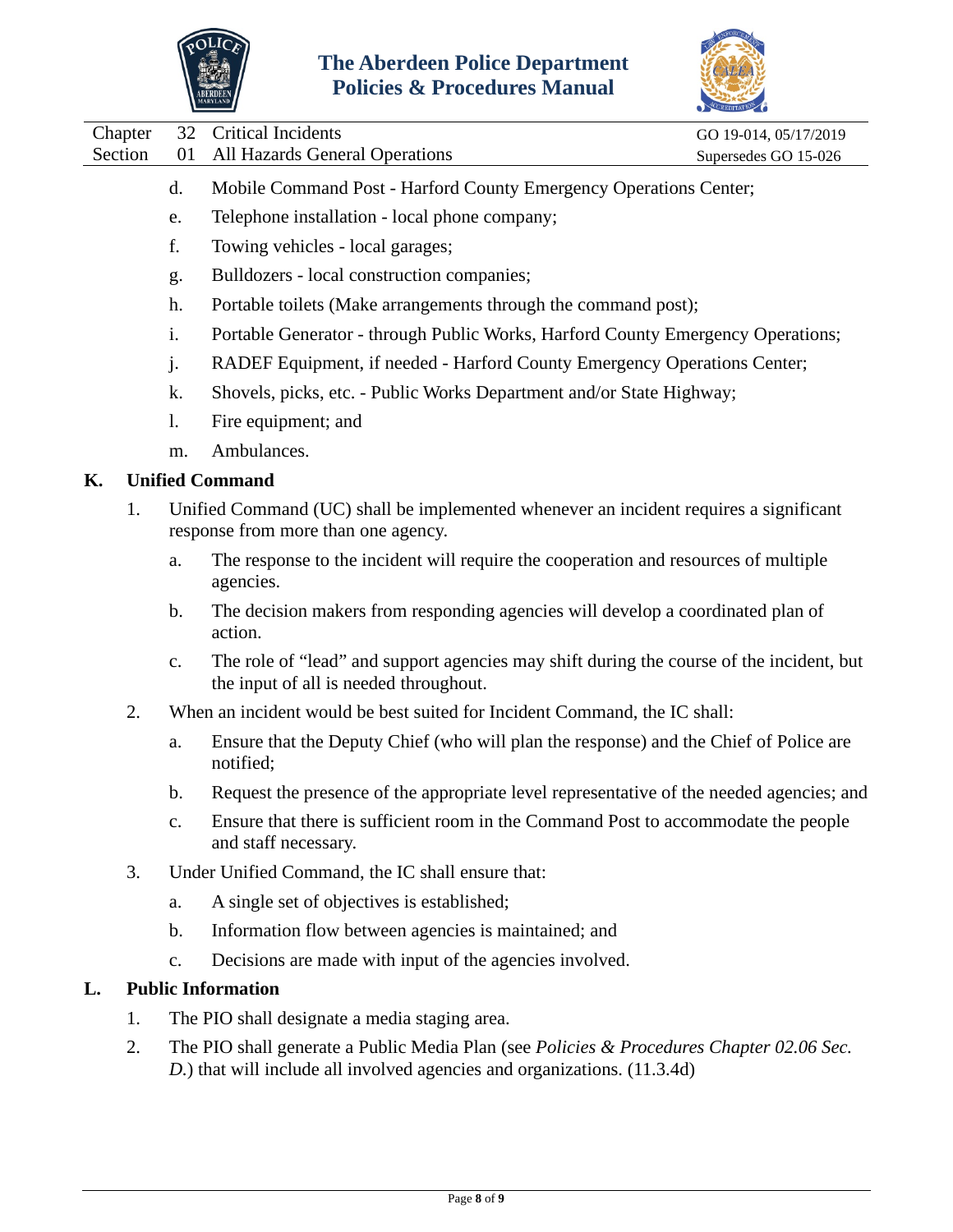d. Mobile Command Post - Harford County Emergency Operations Center;

e. Telephone installation - local phone company;

f. Towing vehicles - local garages;

g. Bulldozers - local construction companies;

h. Portable toilets (Make arrangements through the command post);

i. Portable Generator - through Public Works, Harford County Emergency Operations;

j. RADEF Equipment, if needed - Harford County Emergency Operations Center;

k. Shovels, picks, etc. - Public Works Department and/or State Highway;

l. Fire equipment; and

m. Ambulances.

## K. Unified Command

1. Unified Command (UC) shall be implemented whenever an incident requires a significant response from more than one agency.

   a. The response to the incident will require the cooperation and resources of multiple agencies.

   b. The decision makers from responding agencies will develop a coordinated plan of action.

   c. The role of "lead" and support agencies may shift during the course of the incident, but the input of all is needed throughout.

2. When an incident would be best suited for Incident Command, the IC shall:

   a. Ensure that the Deputy Chief (who will plan the response) and the Chief of Police are notified;

   b. Request the presence of the appropriate level representative of the needed agencies; and

   c. Ensure that there is sufficient room in the Command Post to accommodate the people and staff necessary.

3. Under Unified Command, the IC shall ensure that:

   a. A single set of objectives is established;

   b. Information flow between agencies is maintained; and

   c. Decisions are made with input of the agencies involved.

## L. Public Information

1. The PIO shall designate a media staging area.

2. The PIO shall generate a Public Media Plan (see *Policies & Procedures Chapter 02.06 Sec. D.*) that will include all involved agencies and organizations. (11.3.4d)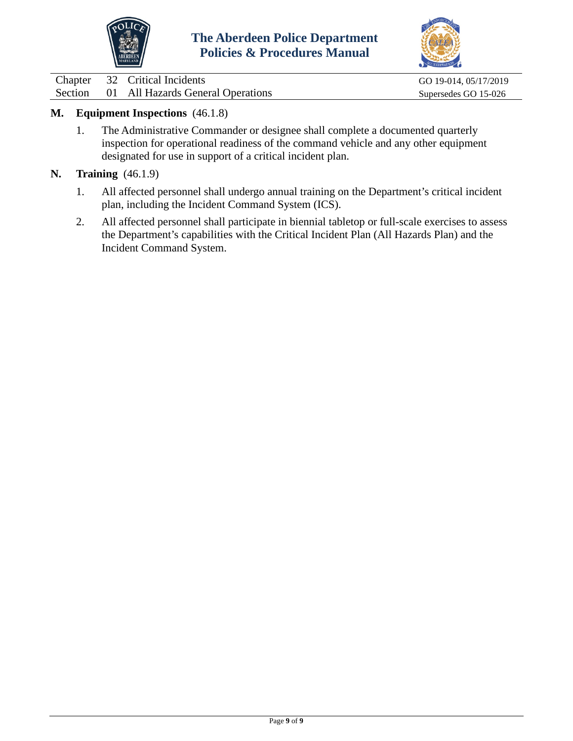**M. Equipment Inspections** (46.1.8)

1. The Administrative Commander or designee shall complete a documented quarterly inspection for operational readiness of the command vehicle and any other equipment designated for use in support of a critical incident plan.

**N. Training** (46.1.9)

1. All affected personnel shall undergo annual training on the Department's critical incident plan, including the Incident Command System (ICS).

2. All affected personnel shall participate in biennial tabletop or full-scale exercises to assess the Department's capabilities with the Critical Incident Plan (All Hazards Plan) and the Incident Command System.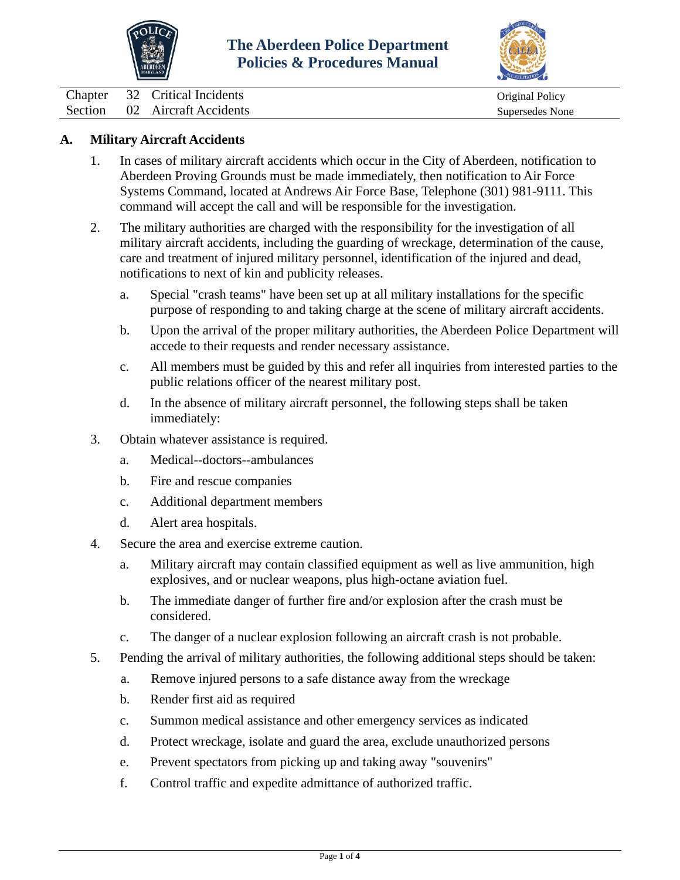# The Aberdeen Police Department Policies & Procedures Manual

| Chapter | 32 | Critical Incidents | Original Policy |
|---|---|---|---|
| Section | 02 | Aircraft Accidents | Supersedes None |

## A. Military Aircraft Accidents

1. In cases of military aircraft accidents which occur in the City of Aberdeen, notification to Aberdeen Proving Grounds must be made immediately, then notification to Air Force Systems Command, located at Andrews Air Force Base, Telephone (301) 981-9111. This command will accept the call and will be responsible for the investigation.

2. The military authorities are charged with the responsibility for the investigation of all military aircraft accidents, including the guarding of wreckage, determination of the cause, care and treatment of injured military personnel, identification of the injured and dead, notifications to next of kin and publicity releases.

   a. Special "crash teams" have been set up at all military installations for the specific purpose of responding to and taking charge at the scene of military aircraft accidents.

   b. Upon the arrival of the proper military authorities, the Aberdeen Police Department will accede to their requests and render necessary assistance.

   c. All members must be guided by this and refer all inquiries from interested parties to the public relations officer of the nearest military post.

   d. In the absence of military aircraft personnel, the following steps shall be taken immediately:

3. Obtain whatever assistance is required.

   a. Medical--doctors--ambulances

   b. Fire and rescue companies

   c. Additional department members

   d. Alert area hospitals.

4. Secure the area and exercise extreme caution.

   a. Military aircraft may contain classified equipment as well as live ammunition, high explosives, and or nuclear weapons, plus high-octane aviation fuel.

   b. The immediate danger of further fire and/or explosion after the crash must be considered.

   c. The danger of a nuclear explosion following an aircraft crash is not probable.

5. Pending the arrival of military authorities, the following additional steps should be taken:

   a. Remove injured persons to a safe distance away from the wreckage

   b. Render first aid as required

   c. Summon medical assistance and other emergency services as indicated

   d. Protect wreckage, isolate and guard the area, exclude unauthorized persons

   e. Prevent spectators from picking up and taking away "souvenirs"

   f. Control traffic and expedite admittance of authorized traffic.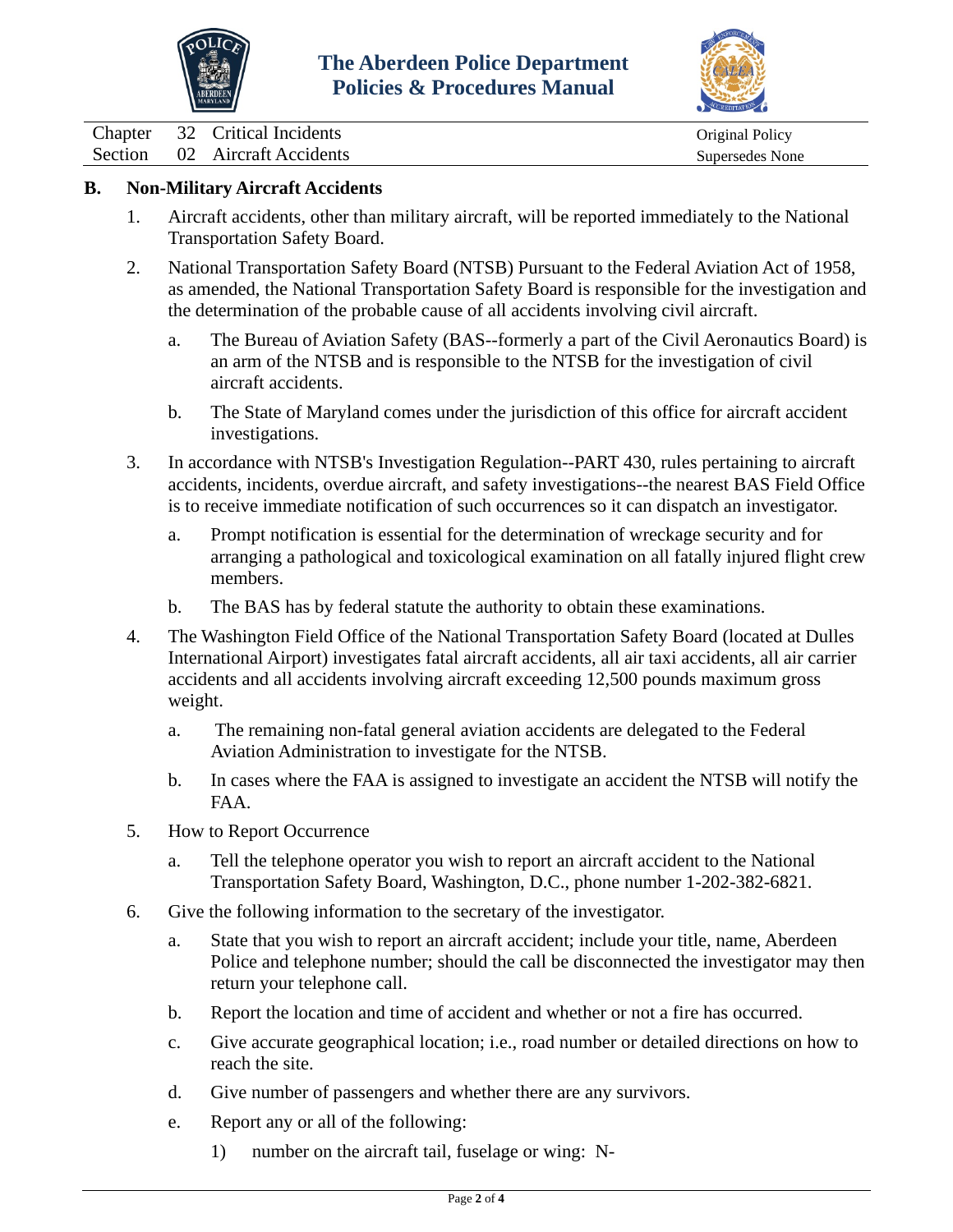## B. Non-Military Aircraft Accidents

1. Aircraft accidents, other than military aircraft, will be reported immediately to the National Transportation Safety Board.

2. National Transportation Safety Board (NTSB) Pursuant to the Federal Aviation Act of 1958, as amended, the National Transportation Safety Board is responsible for the investigation and the determination of the probable cause of all accidents involving civil aircraft.

   a. The Bureau of Aviation Safety (BAS--formerly a part of the Civil Aeronautics Board) is an arm of the NTSB and is responsible to the NTSB for the investigation of civil aircraft accidents.

   b. The State of Maryland comes under the jurisdiction of this office for aircraft accident investigations.

3. In accordance with NTSB's Investigation Regulation--PART 430, rules pertaining to aircraft accidents, incidents, overdue aircraft, and safety investigations--the nearest BAS Field Office is to receive immediate notification of such occurrences so it can dispatch an investigator.

   a. Prompt notification is essential for the determination of wreckage security and for arranging a pathological and toxicological examination on all fatally injured flight crew members.

   b. The BAS has by federal statute the authority to obtain these examinations.

4. The Washington Field Office of the National Transportation Safety Board (located at Dulles International Airport) investigates fatal aircraft accidents, all air taxi accidents, all air carrier accidents and all accidents involving aircraft exceeding 12,500 pounds maximum gross weight.

   a. The remaining non-fatal general aviation accidents are delegated to the Federal Aviation Administration to investigate for the NTSB.

   b. In cases where the FAA is assigned to investigate an accident the NTSB will notify the FAA.

5. How to Report Occurrence

   a. Tell the telephone operator you wish to report an aircraft accident to the National Transportation Safety Board, Washington, D.C., phone number 1-202-382-6821.

6. Give the following information to the secretary of the investigator.

   a. State that you wish to report an aircraft accident; include your title, name, Aberdeen Police and telephone number; should the call be disconnected the investigator may then return your telephone call.

   b. Report the location and time of accident and whether or not a fire has occurred.

   c. Give accurate geographical location; i.e., road number or detailed directions on how to reach the site.

   d. Give number of passengers and whether there are any survivors.

   e. Report any or all of the following:

      1) number on the aircraft tail, fuselage or wing: N-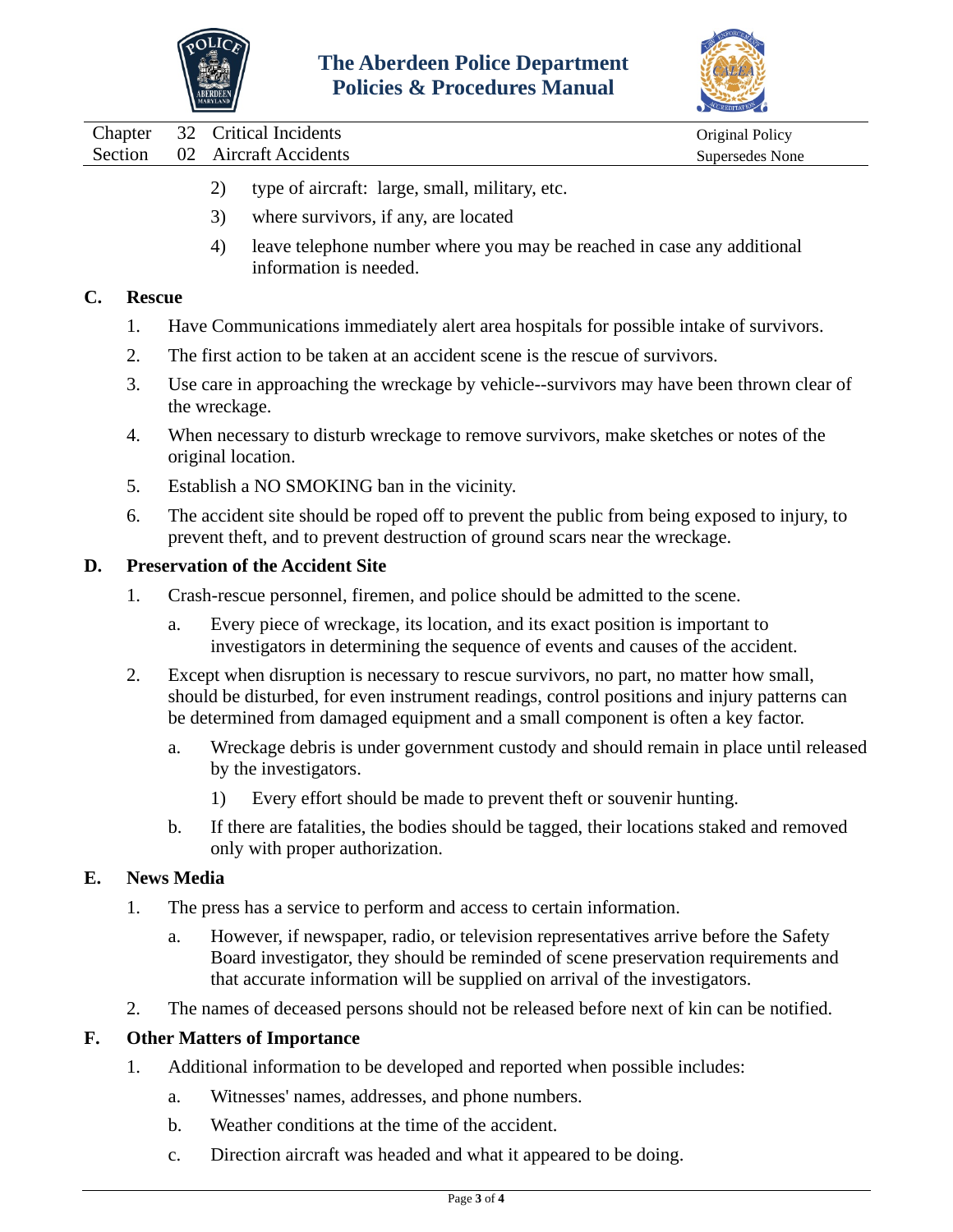2) type of aircraft: large, small, military, etc.

3) where survivors, if any, are located

4) leave telephone number where you may be reached in case any additional information is needed.

**C. Rescue**

1. Have Communications immediately alert area hospitals for possible intake of survivors.

2. The first action to be taken at an accident scene is the rescue of survivors.

3. Use care in approaching the wreckage by vehicle--survivors may have been thrown clear of the wreckage.

4. When necessary to disturb wreckage to remove survivors, make sketches or notes of the original location.

5. Establish a NO SMOKING ban in the vicinity.

6. The accident site should be roped off to prevent the public from being exposed to injury, to prevent theft, and to prevent destruction of ground scars near the wreckage.

**D. Preservation of the Accident Site**

1. Crash-rescue personnel, firemen, and police should be admitted to the scene.

   a. Every piece of wreckage, its location, and its exact position is important to investigators in determining the sequence of events and causes of the accident.

2. Except when disruption is necessary to rescue survivors, no part, no matter how small, should be disturbed, for even instrument readings, control positions and injury patterns can be determined from damaged equipment and a small component is often a key factor.

   a. Wreckage debris is under government custody and should remain in place until released by the investigators.

      1) Every effort should be made to prevent theft or souvenir hunting.

   b. If there are fatalities, the bodies should be tagged, their locations staked and removed only with proper authorization.

**E. News Media**

1. The press has a service to perform and access to certain information.

   a. However, if newspaper, radio, or television representatives arrive before the Safety Board investigator, they should be reminded of scene preservation requirements and that accurate information will be supplied on arrival of the investigators.

2. The names of deceased persons should not be released before next of kin can be notified.

**F. Other Matters of Importance**

1. Additional information to be developed and reported when possible includes:

   a. Witnesses' names, addresses, and phone numbers.

   b. Weather conditions at the time of the accident.

   c. Direction aircraft was headed and what it appeared to be doing.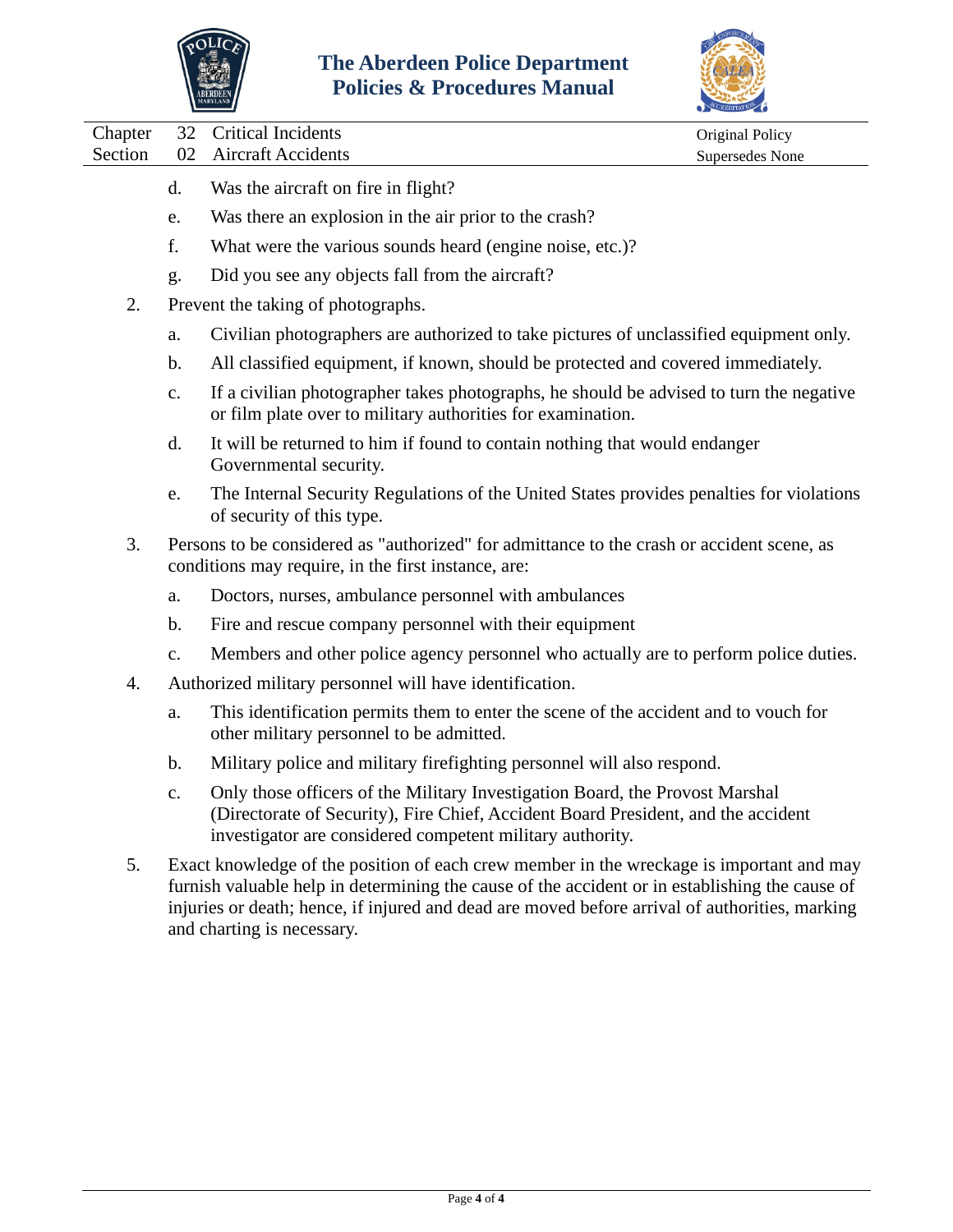d. Was the aircraft on fire in flight?

e. Was there an explosion in the air prior to the crash?

f. What were the various sounds heard (engine noise, etc.)?

g. Did you see any objects fall from the aircraft?

2. Prevent the taking of photographs.

   a. Civilian photographers are authorized to take pictures of unclassified equipment only.

   b. All classified equipment, if known, should be protected and covered immediately.

   c. If a civilian photographer takes photographs, he should be advised to turn the negative or film plate over to military authorities for examination.

   d. It will be returned to him if found to contain nothing that would endanger Governmental security.

   e. The Internal Security Regulations of the United States provides penalties for violations of security of this type.

3. Persons to be considered as "authorized" for admittance to the crash or accident scene, as conditions may require, in the first instance, are:

   a. Doctors, nurses, ambulance personnel with ambulances

   b. Fire and rescue company personnel with their equipment

   c. Members and other police agency personnel who actually are to perform police duties.

4. Authorized military personnel will have identification.

   a. This identification permits them to enter the scene of the accident and to vouch for other military personnel to be admitted.

   b. Military police and military firefighting personnel will also respond.

   c. Only those officers of the Military Investigation Board, the Provost Marshal (Directorate of Security), Fire Chief, Accident Board President, and the accident investigator are considered competent military authority.

5. Exact knowledge of the position of each crew member in the wreckage is important and may furnish valuable help in determining the cause of the accident or in establishing the cause of injuries or death; hence, if injured and dead are moved before arrival of authorities, marking and charting is necessary.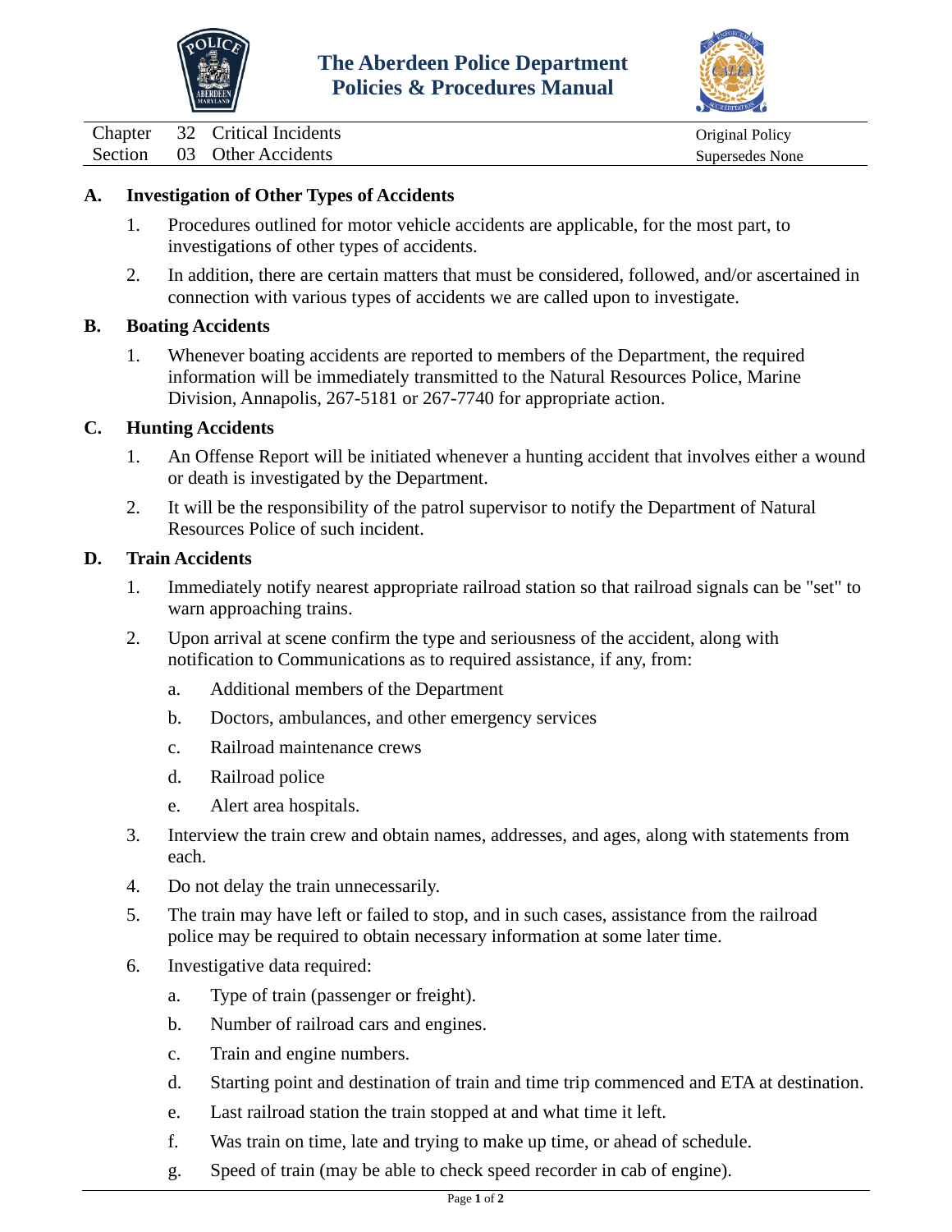# The Aberdeen Police Department
# Policies & Procedures Manual

| | | | |
|---|---|---|---|
| Chapter | 32 | Critical Incidents | Original Policy |
| Section | 03 | Other Accidents | Supersedes None |

## A. Investigation of Other Types of Accidents

1. Procedures outlined for motor vehicle accidents are applicable, for the most part, to investigations of other types of accidents.
2. In addition, there are certain matters that must be considered, followed, and/or ascertained in connection with various types of accidents we are called upon to investigate.

## B. Boating Accidents

1. Whenever boating accidents are reported to members of the Department, the required information will be immediately transmitted to the Natural Resources Police, Marine Division, Annapolis, 267-5181 or 267-7740 for appropriate action.

## C. Hunting Accidents

1. An Offense Report will be initiated whenever a hunting accident that involves either a wound or death is investigated by the Department.
2. It will be the responsibility of the patrol supervisor to notify the Department of Natural Resources Police of such incident.

## D. Train Accidents

1. Immediately notify nearest appropriate railroad station so that railroad signals can be "set" to warn approaching trains.
2. Upon arrival at scene confirm the type and seriousness of the accident, along with notification to Communications as to required assistance, if any, from:
   a. Additional members of the Department
   b. Doctors, ambulances, and other emergency services
   c. Railroad maintenance crews
   d. Railroad police
   e. Alert area hospitals.
3. Interview the train crew and obtain names, addresses, and ages, along with statements from each.
4. Do not delay the train unnecessarily.
5. The train may have left or failed to stop, and in such cases, assistance from the railroad police may be required to obtain necessary information at some later time.
6. Investigative data required:
   a. Type of train (passenger or freight).
   b. Number of railroad cars and engines.
   c. Train and engine numbers.
   d. Starting point and destination of train and time trip commenced and ETA at destination.
   e. Last railroad station the train stopped at and what time it left.
   f. Was train on time, late and trying to make up time, or ahead of schedule.
   g. Speed of train (may be able to check speed recorder in cab of engine).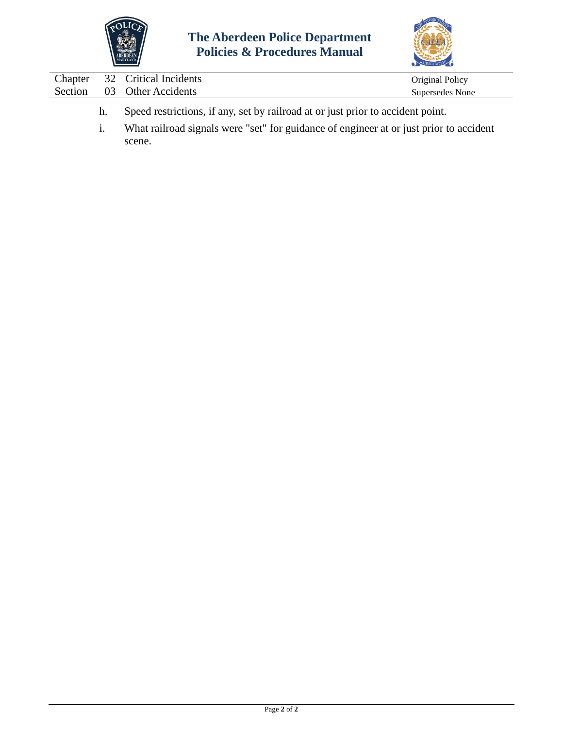h. Speed restrictions, if any, set by railroad at or just prior to accident point.

i. What railroad signals were "set" for guidance of engineer at or just prior to accident scene.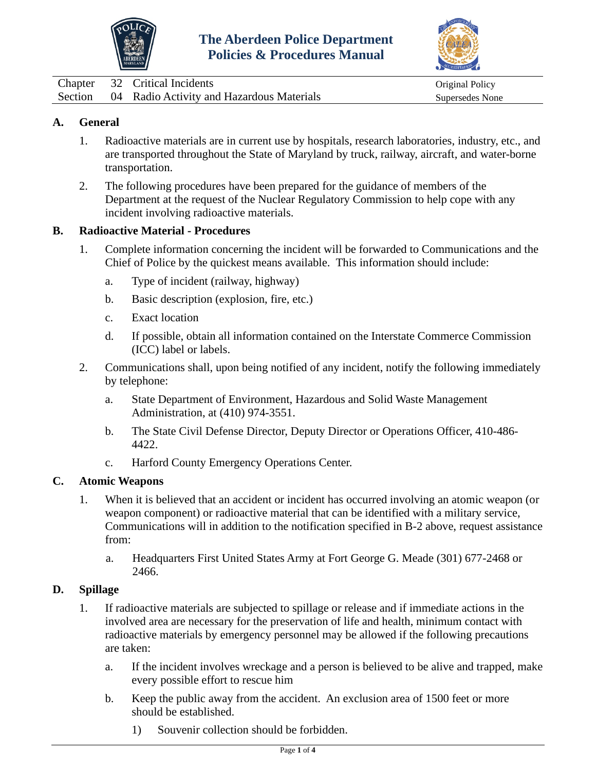| Chapter | 32 | Critical Incidents | Original Policy |
|---|---|---|---|
| Section | 04 | Radio Activity and Hazardous Materials | Supersedes None |

**A. General**

1. Radioactive materials are in current use by hospitals, research laboratories, industry, etc., and are transported throughout the State of Maryland by truck, railway, aircraft, and water-borne transportation.

2. The following procedures have been prepared for the guidance of members of the Department at the request of the Nuclear Regulatory Commission to help cope with any incident involving radioactive materials.

**B. Radioactive Material - Procedures**

1. Complete information concerning the incident will be forwarded to Communications and the Chief of Police by the quickest means available. This information should include:

   a. Type of incident (railway, highway)

   b. Basic description (explosion, fire, etc.)

   c. Exact location

   d. If possible, obtain all information contained on the Interstate Commerce Commission (ICC) label or labels.

2. Communications shall, upon being notified of any incident, notify the following immediately by telephone:

   a. State Department of Environment, Hazardous and Solid Waste Management Administration, at (410) 974-3551.

   b. The State Civil Defense Director, Deputy Director or Operations Officer, 410-486-4422.

   c. Harford County Emergency Operations Center.

**C. Atomic Weapons**

1. When it is believed that an accident or incident has occurred involving an atomic weapon (or weapon component) or radioactive material that can be identified with a military service, Communications will in addition to the notification specified in B-2 above, request assistance from:

   a. Headquarters First United States Army at Fort George G. Meade (301) 677-2468 or 2466.

**D. Spillage**

1. If radioactive materials are subjected to spillage or release and if immediate actions in the involved area are necessary for the preservation of life and health, minimum contact with radioactive materials by emergency personnel may be allowed if the following precautions are taken:

   a. If the incident involves wreckage and a person is believed to be alive and trapped, make every possible effort to rescue him

   b. Keep the public away from the accident. An exclusion area of 1500 feet or more should be established.

      1) Souvenir collection should be forbidden.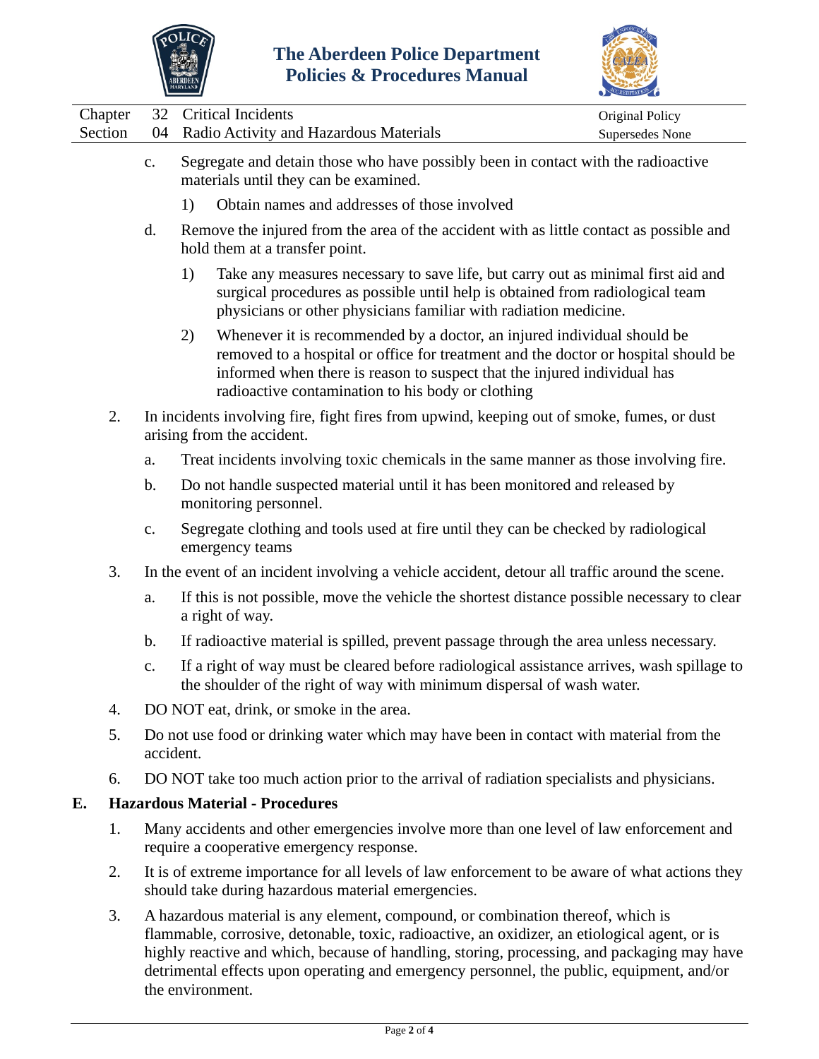c. Segregate and detain those who have possibly been in contact with the radioactive materials until they can be examined.

   1) Obtain names and addresses of those involved

d. Remove the injured from the area of the accident with as little contact as possible and hold them at a transfer point.

   1) Take any measures necessary to save life, but carry out as minimal first aid and surgical procedures as possible until help is obtained from radiological team physicians or other physicians familiar with radiation medicine.

   2) Whenever it is recommended by a doctor, an injured individual should be removed to a hospital or office for treatment and the doctor or hospital should be informed when there is reason to suspect that the injured individual has radioactive contamination to his body or clothing

2. In incidents involving fire, fight fires from upwind, keeping out of smoke, fumes, or dust arising from the accident.

   a. Treat incidents involving toxic chemicals in the same manner as those involving fire.

   b. Do not handle suspected material until it has been monitored and released by monitoring personnel.

   c. Segregate clothing and tools used at fire until they can be checked by radiological emergency teams

3. In the event of an incident involving a vehicle accident, detour all traffic around the scene.

   a. If this is not possible, move the vehicle the shortest distance possible necessary to clear a right of way.

   b. If radioactive material is spilled, prevent passage through the area unless necessary.

   c. If a right of way must be cleared before radiological assistance arrives, wash spillage to the shoulder of the right of way with minimum dispersal of wash water.

4. DO NOT eat, drink, or smoke in the area.

5. Do not use food or drinking water which may have been in contact with material from the accident.

6. DO NOT take too much action prior to the arrival of radiation specialists and physicians.

**E. Hazardous Material - Procedures**

1. Many accidents and other emergencies involve more than one level of law enforcement and require a cooperative emergency response.

2. It is of extreme importance for all levels of law enforcement to be aware of what actions they should take during hazardous material emergencies.

3. A hazardous material is any element, compound, or combination thereof, which is flammable, corrosive, detonable, toxic, radioactive, an oxidizer, an etiological agent, or is highly reactive and which, because of handling, storing, processing, and packaging may have detrimental effects upon operating and emergency personnel, the public, equipment, and/or the environment.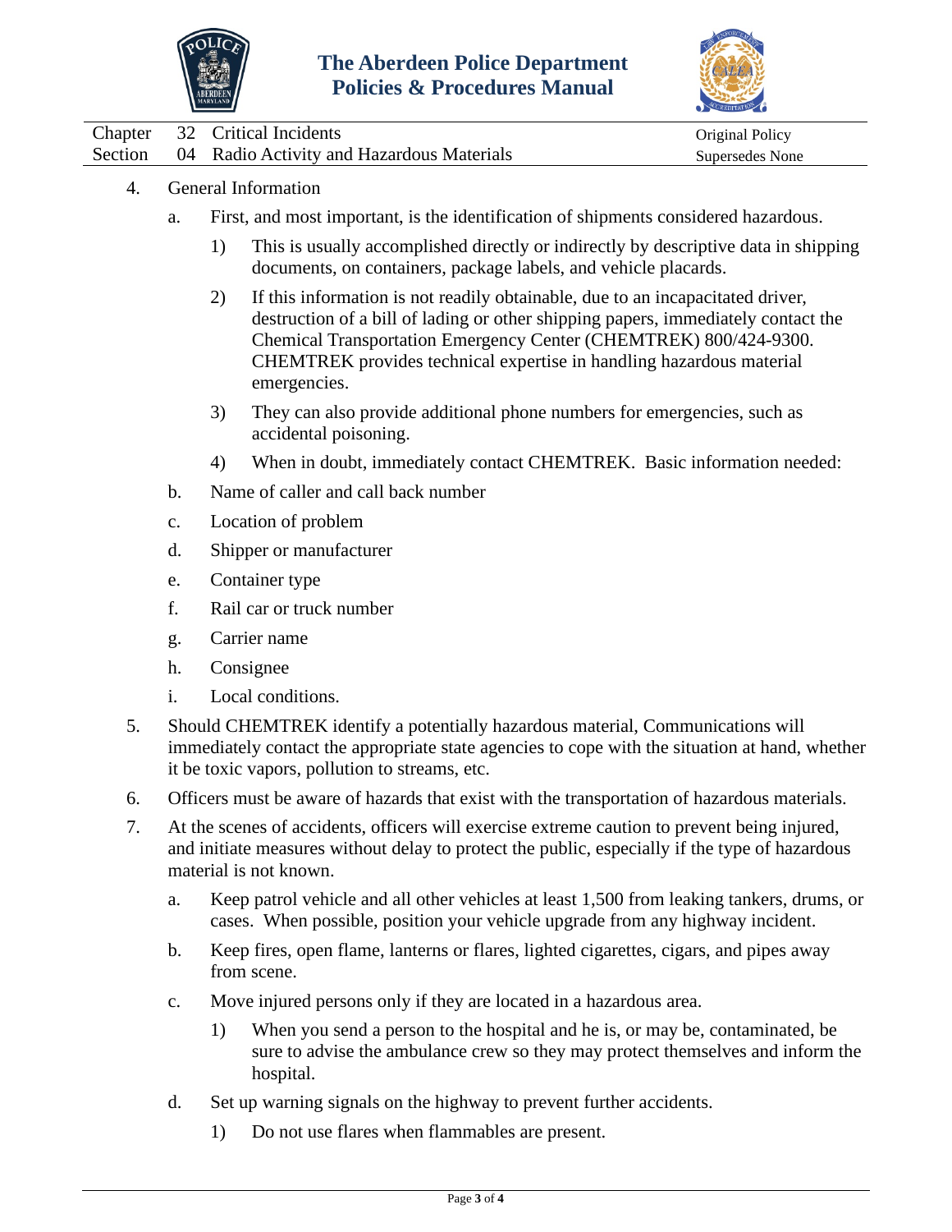4. General Information

   a. First, and most important, is the identification of shipments considered hazardous.

      1) This is usually accomplished directly or indirectly by descriptive data in shipping documents, on containers, package labels, and vehicle placards.

      2) If this information is not readily obtainable, due to an incapacitated driver, destruction of a bill of lading or other shipping papers, immediately contact the Chemical Transportation Emergency Center (CHEMTREK) 800/424-9300. CHEMTREK provides technical expertise in handling hazardous material emergencies.

      3) They can also provide additional phone numbers for emergencies, such as accidental poisoning.

      4) When in doubt, immediately contact CHEMTREK. Basic information needed:

   b. Name of caller and call back number

   c. Location of problem

   d. Shipper or manufacturer

   e. Container type

   f. Rail car or truck number

   g. Carrier name

   h. Consignee

   i. Local conditions.

5. Should CHEMTREK identify a potentially hazardous material, Communications will immediately contact the appropriate state agencies to cope with the situation at hand, whether it be toxic vapors, pollution to streams, etc.

6. Officers must be aware of hazards that exist with the transportation of hazardous materials.

7. At the scenes of accidents, officers will exercise extreme caution to prevent being injured, and initiate measures without delay to protect the public, especially if the type of hazardous material is not known.

   a. Keep patrol vehicle and all other vehicles at least 1,500 from leaking tankers, drums, or cases. When possible, position your vehicle upgrade from any highway incident.

   b. Keep fires, open flame, lanterns or flares, lighted cigarettes, cigars, and pipes away from scene.

   c. Move injured persons only if they are located in a hazardous area.

      1) When you send a person to the hospital and he is, or may be, contaminated, be sure to advise the ambulance crew so they may protect themselves and inform the hospital.

   d. Set up warning signals on the highway to prevent further accidents.

      1) Do not use flares when flammables are present.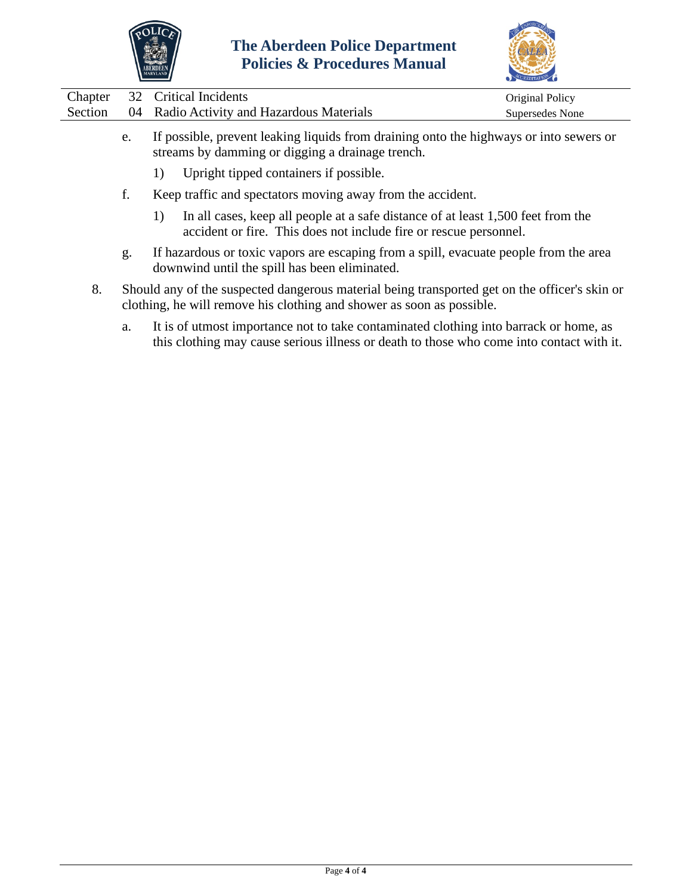e. If possible, prevent leaking liquids from draining onto the highways or into sewers or streams by damming or digging a drainage trench.

   1) Upright tipped containers if possible.

f. Keep traffic and spectators moving away from the accident.

   1) In all cases, keep all people at a safe distance of at least 1,500 feet from the accident or fire. This does not include fire or rescue personnel.

g. If hazardous or toxic vapors are escaping from a spill, evacuate people from the area downwind until the spill has been eliminated.

8. Should any of the suspected dangerous material being transported get on the officer's skin or clothing, he will remove his clothing and shower as soon as possible.

   a. It is of utmost importance not to take contaminated clothing into barrack or home, as this clothing may cause serious illness or death to those who come into contact with it.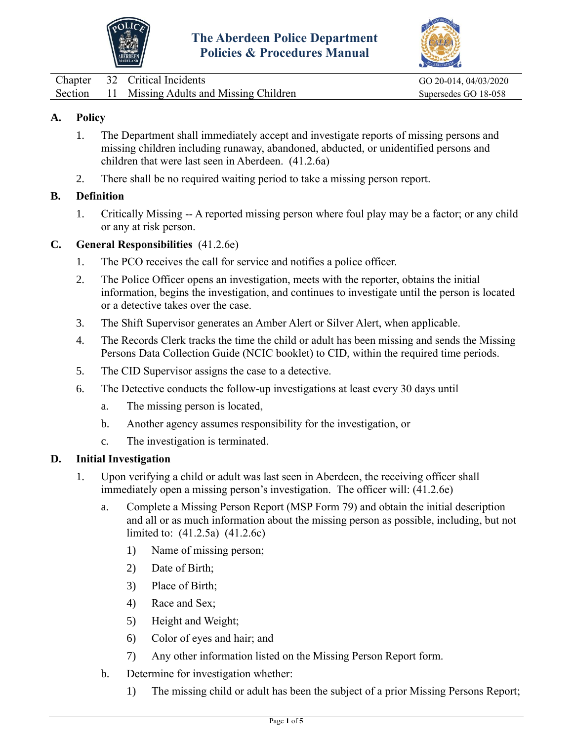The Aberdeen Police Department
Policies & Procedures Manual

| Chapter 32 Critical Incidents | GO 20-014, 04/03/2020 |
|---|---|
| Section 11 Missing Adults and Missing Children | Supersedes GO 18-058 |

## A. Policy

1. The Department shall immediately accept and investigate reports of missing persons and missing children including runaway, abandoned, abducted, or unidentified persons and children that were last seen in Aberdeen. (41.2.6a)
2. There shall be no required waiting period to take a missing person report.

## B. Definition

1. Critically Missing -- A reported missing person where foul play may be a factor; or any child or any at risk person.

## C. General Responsibilities (41.2.6e)

1. The PCO receives the call for service and notifies a police officer.
2. The Police Officer opens an investigation, meets with the reporter, obtains the initial information, begins the investigation, and continues to investigate until the person is located or a detective takes over the case.
3. The Shift Supervisor generates an Amber Alert or Silver Alert, when applicable.
4. The Records Clerk tracks the time the child or adult has been missing and sends the Missing Persons Data Collection Guide (NCIC booklet) to CID, within the required time periods.
5. The CID Supervisor assigns the case to a detective.
6. The Detective conducts the follow-up investigations at least every 30 days until
   a. The missing person is located,
   b. Another agency assumes responsibility for the investigation, or
   c. The investigation is terminated.

## D. Initial Investigation

1. Upon verifying a child or adult was last seen in Aberdeen, the receiving officer shall immediately open a missing person's investigation. The officer will: (41.2.6e)
   a. Complete a Missing Person Report (MSP Form 79) and obtain the initial description and all or as much information about the missing person as possible, including, but not limited to: (41.2.5a) (41.2.6c)
      1) Name of missing person;
      2) Date of Birth;
      3) Place of Birth;
      4) Race and Sex;
      5) Height and Weight;
      6) Color of eyes and hair; and
      7) Any other information listed on the Missing Person Report form.
   b. Determine for investigation whether:
      1) The missing child or adult has been the subject of a prior Missing Persons Report;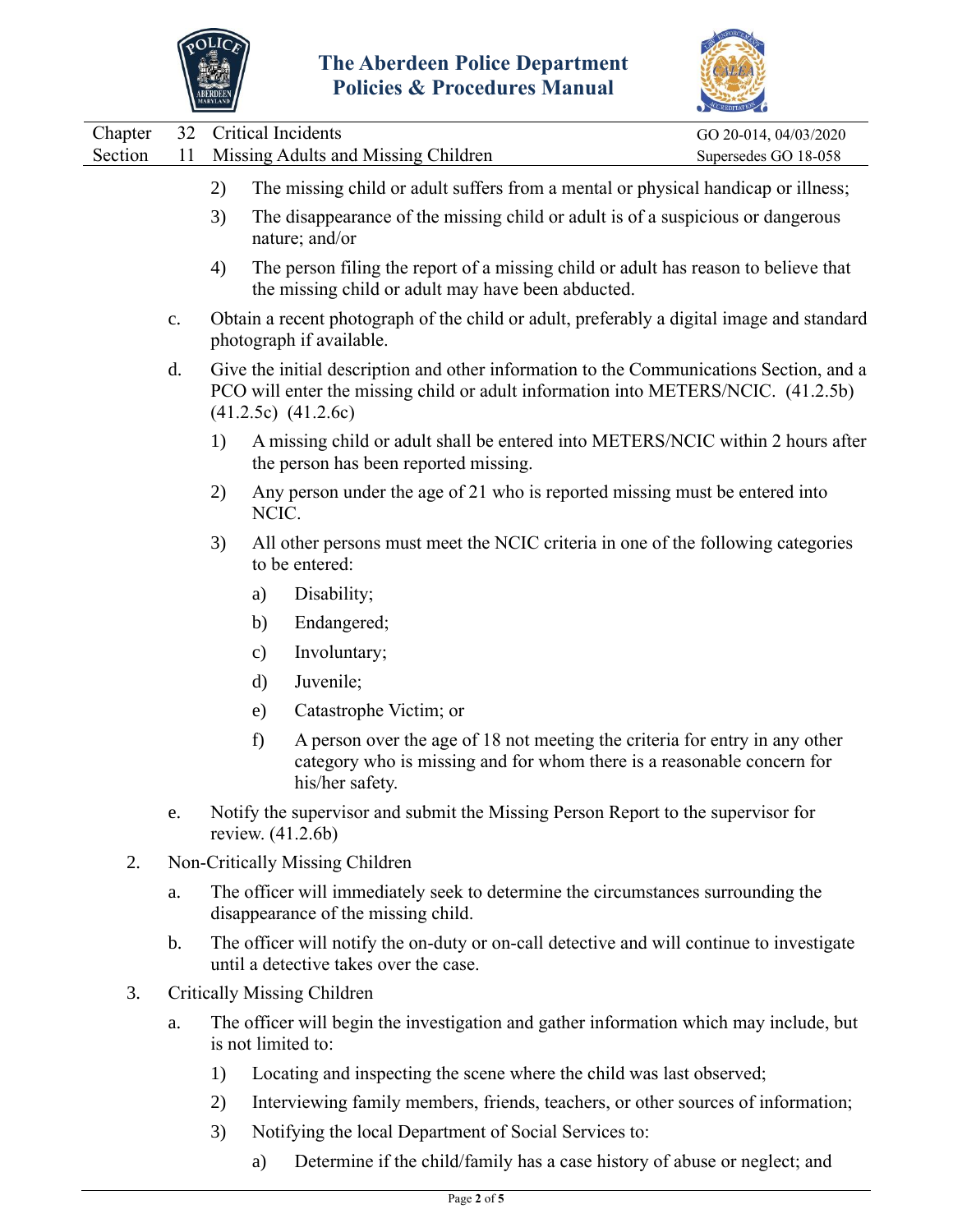2) The missing child or adult suffers from a mental or physical handicap or illness;

3) The disappearance of the missing child or adult is of a suspicious or dangerous nature; and/or

4) The person filing the report of a missing child or adult has reason to believe that the missing child or adult may have been abducted.

c. Obtain a recent photograph of the child or adult, preferably a digital image and standard photograph if available.

d. Give the initial description and other information to the Communications Section, and a PCO will enter the missing child or adult information into METERS/NCIC. (41.2.5b) (41.2.5c) (41.2.6c)

1) A missing child or adult shall be entered into METERS/NCIC within 2 hours after the person has been reported missing.

2) Any person under the age of 21 who is reported missing must be entered into NCIC.

3) All other persons must meet the NCIC criteria in one of the following categories to be entered:

a) Disability;

b) Endangered;

c) Involuntary;

d) Juvenile;

e) Catastrophe Victim; or

f) A person over the age of 18 not meeting the criteria for entry in any other category who is missing and for whom there is a reasonable concern for his/her safety.

e. Notify the supervisor and submit the Missing Person Report to the supervisor for review. (41.2.6b)

2. Non-Critically Missing Children

a. The officer will immediately seek to determine the circumstances surrounding the disappearance of the missing child.

b. The officer will notify the on-duty or on-call detective and will continue to investigate until a detective takes over the case.

3. Critically Missing Children

a. The officer will begin the investigation and gather information which may include, but is not limited to:

1) Locating and inspecting the scene where the child was last observed;

2) Interviewing family members, friends, teachers, or other sources of information;

3) Notifying the local Department of Social Services to:

a) Determine if the child/family has a case history of abuse or neglect; and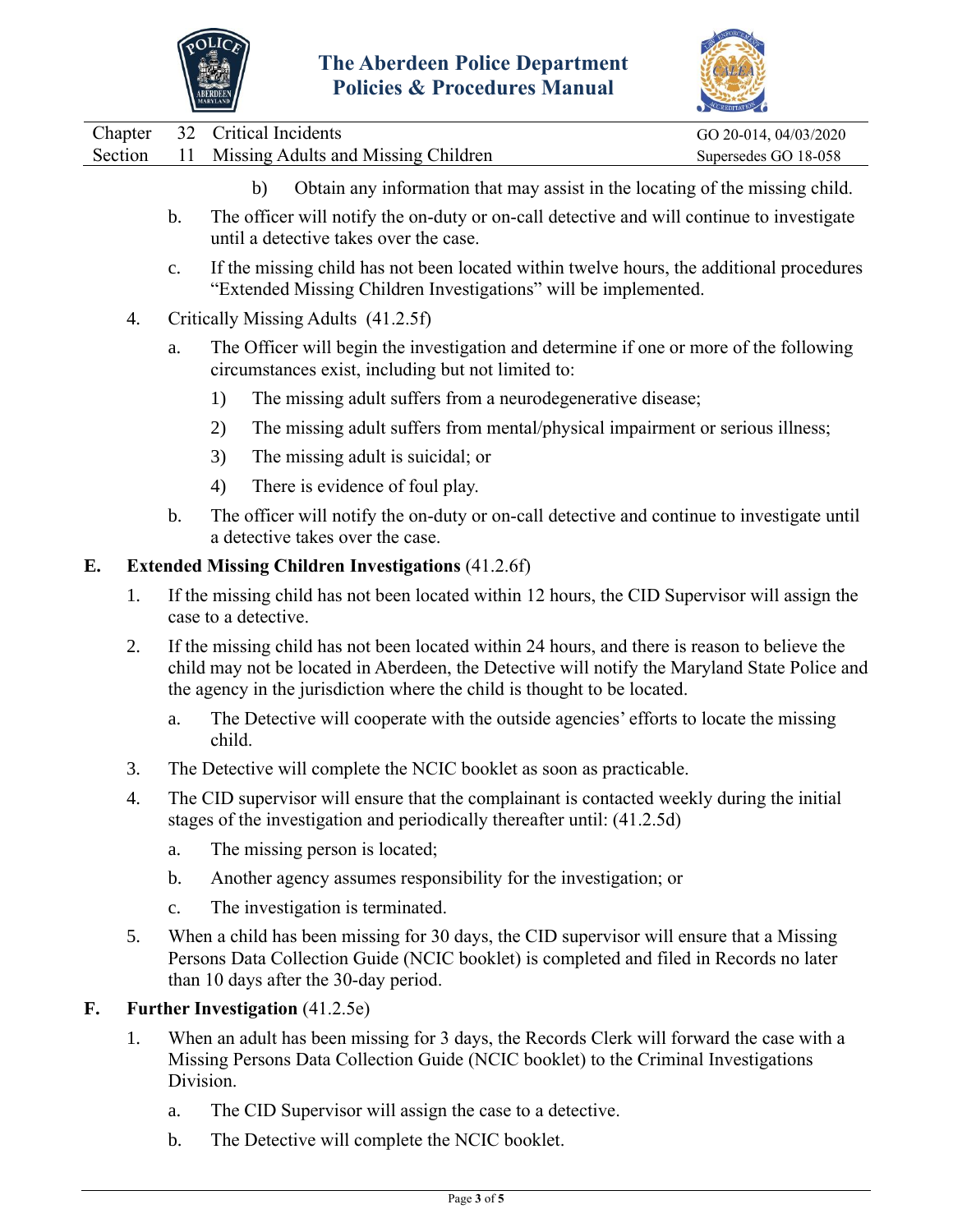b) Obtain any information that may assist in the locating of the missing child.

b. The officer will notify the on-duty or on-call detective and will continue to investigate until a detective takes over the case.

c. If the missing child has not been located within twelve hours, the additional procedures "Extended Missing Children Investigations" will be implemented.

4. Critically Missing Adults (41.2.5f)

   a. The Officer will begin the investigation and determine if one or more of the following circumstances exist, including but not limited to:

      1) The missing adult suffers from a neurodegenerative disease;

      2) The missing adult suffers from mental/physical impairment or serious illness;

      3) The missing adult is suicidal; or

      4) There is evidence of foul play.

   b. The officer will notify the on-duty or on-call detective and continue to investigate until a detective takes over the case.

**E. Extended Missing Children Investigations** (41.2.6f)

1. If the missing child has not been located within 12 hours, the CID Supervisor will assign the case to a detective.

2. If the missing child has not been located within 24 hours, and there is reason to believe the child may not be located in Aberdeen, the Detective will notify the Maryland State Police and the agency in the jurisdiction where the child is thought to be located.

   a. The Detective will cooperate with the outside agencies' efforts to locate the missing child.

3. The Detective will complete the NCIC booklet as soon as practicable.

4. The CID supervisor will ensure that the complainant is contacted weekly during the initial stages of the investigation and periodically thereafter until: (41.2.5d)

   a. The missing person is located;

   b. Another agency assumes responsibility for the investigation; or

   c. The investigation is terminated.

5. When a child has been missing for 30 days, the CID supervisor will ensure that a Missing Persons Data Collection Guide (NCIC booklet) is completed and filed in Records no later than 10 days after the 30-day period.

**F. Further Investigation** (41.2.5e)

1. When an adult has been missing for 3 days, the Records Clerk will forward the case with a Missing Persons Data Collection Guide (NCIC booklet) to the Criminal Investigations Division.

   a. The CID Supervisor will assign the case to a detective.

   b. The Detective will complete the NCIC booklet.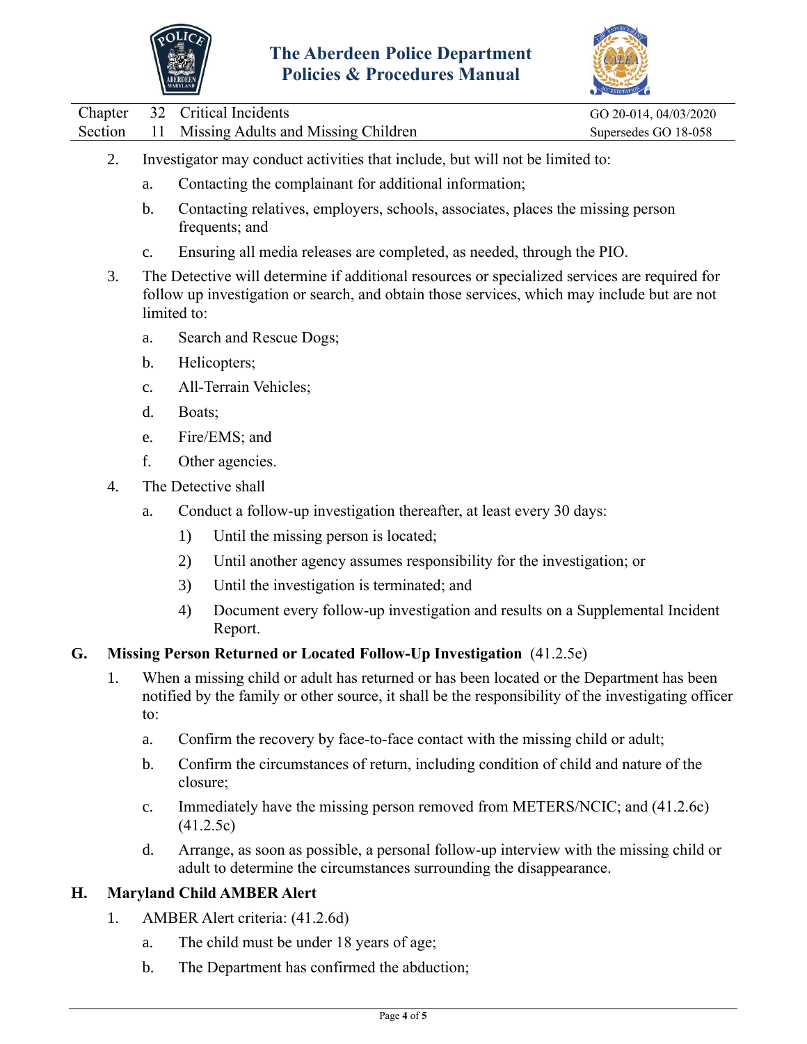2. Investigator may conduct activities that include, but will not be limited to:
   a. Contacting the complainant for additional information;
   b. Contacting relatives, employers, schools, associates, places the missing person frequents; and
   c. Ensuring all media releases are completed, as needed, through the PIO.
3. The Detective will determine if additional resources or specialized services are required for follow up investigation or search, and obtain those services, which may include but are not limited to:
   a. Search and Rescue Dogs;
   b. Helicopters;
   c. All-Terrain Vehicles;
   d. Boats;
   e. Fire/EMS; and
   f. Other agencies.
4. The Detective shall
   a. Conduct a follow-up investigation thereafter, at least every 30 days:
      1) Until the missing person is located;
      2) Until another agency assumes responsibility for the investigation; or
      3) Until the investigation is terminated; and
      4) Document every follow-up investigation and results on a Supplemental Incident Report.

**G. Missing Person Returned or Located Follow-Up Investigation** (41.2.5e)

1. When a missing child or adult has returned or has been located or the Department has been notified by the family or other source, it shall be the responsibility of the investigating officer to:
   a. Confirm the recovery by face-to-face contact with the missing child or adult;
   b. Confirm the circumstances of return, including condition of child and nature of the closure;
   c. Immediately have the missing person removed from METERS/NCIC; and (41.2.6c) (41.2.5c)
   d. Arrange, as soon as possible, a personal follow-up interview with the missing child or adult to determine the circumstances surrounding the disappearance.

**H. Maryland Child AMBER Alert**

1. AMBER Alert criteria: (41.2.6d)
   a. The child must be under 18 years of age;
   b. The Department has confirmed the abduction;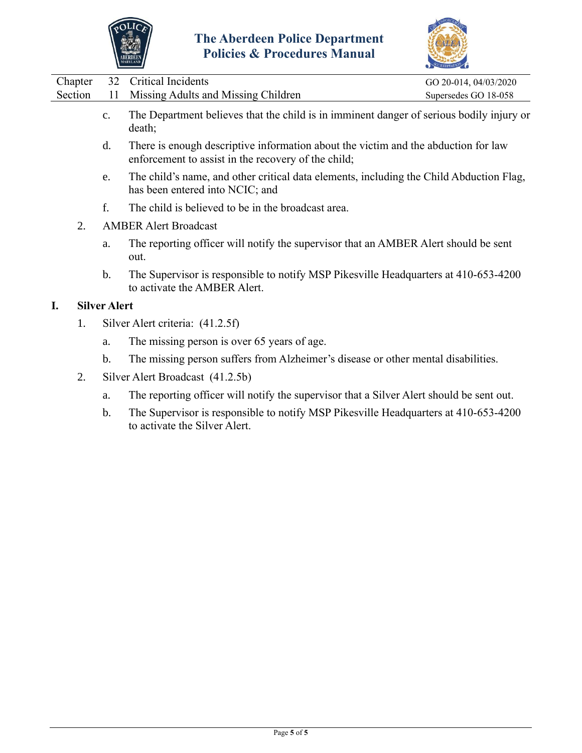c. The Department believes that the child is in imminent danger of serious bodily injury or death;

d. There is enough descriptive information about the victim and the abduction for law enforcement to assist in the recovery of the child;

e. The child's name, and other critical data elements, including the Child Abduction Flag, has been entered into NCIC; and

f. The child is believed to be in the broadcast area.

2. AMBER Alert Broadcast

a. The reporting officer will notify the supervisor that an AMBER Alert should be sent out.

b. The Supervisor is responsible to notify MSP Pikesville Headquarters at 410-653-4200 to activate the AMBER Alert.

## I. Silver Alert

1. Silver Alert criteria: (41.2.5f)

a. The missing person is over 65 years of age.

b. The missing person suffers from Alzheimer's disease or other mental disabilities.

2. Silver Alert Broadcast (41.2.5b)

a. The reporting officer will notify the supervisor that a Silver Alert should be sent out.

b. The Supervisor is responsible to notify MSP Pikesville Headquarters at 410-653-4200 to activate the Silver Alert.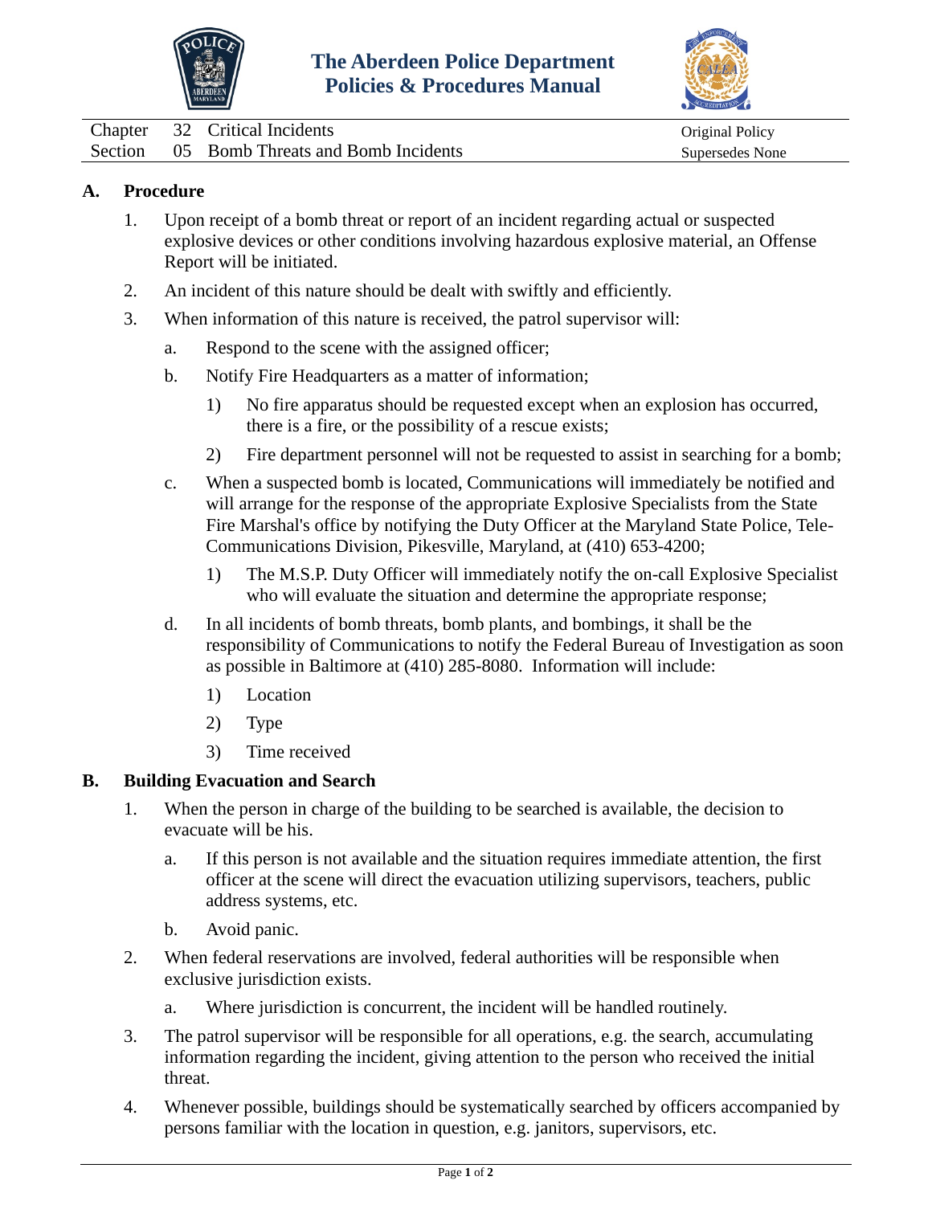# The Aberdeen Police Department
# Policies & Procedures Manual

| Chapter | 32 | Critical Incidents | Original Policy |
|---|---|---|---|
| Section | 05 | Bomb Threats and Bomb Incidents | Supersedes None |

## A. Procedure

1. Upon receipt of a bomb threat or report of an incident regarding actual or suspected explosive devices or other conditions involving hazardous explosive material, an Offense Report will be initiated.

2. An incident of this nature should be dealt with swiftly and efficiently.

3. When information of this nature is received, the patrol supervisor will:

   a. Respond to the scene with the assigned officer;

   b. Notify Fire Headquarters as a matter of information;

      1) No fire apparatus should be requested except when an explosion has occurred, there is a fire, or the possibility of a rescue exists;

      2) Fire department personnel will not be requested to assist in searching for a bomb;

   c. When a suspected bomb is located, Communications will immediately be notified and will arrange for the response of the appropriate Explosive Specialists from the State Fire Marshal's office by notifying the Duty Officer at the Maryland State Police, Tele-Communications Division, Pikesville, Maryland, at (410) 653-4200;

      1) The M.S.P. Duty Officer will immediately notify the on-call Explosive Specialist who will evaluate the situation and determine the appropriate response;

   d. In all incidents of bomb threats, bomb plants, and bombings, it shall be the responsibility of Communications to notify the Federal Bureau of Investigation as soon as possible in Baltimore at (410) 285-8080. Information will include:

      1) Location

      2) Type

      3) Time received

## B. Building Evacuation and Search

1. When the person in charge of the building to be searched is available, the decision to evacuate will be his.

   a. If this person is not available and the situation requires immediate attention, the first officer at the scene will direct the evacuation utilizing supervisors, teachers, public address systems, etc.

   b. Avoid panic.

2. When federal reservations are involved, federal authorities will be responsible when exclusive jurisdiction exists.

   a. Where jurisdiction is concurrent, the incident will be handled routinely.

3. The patrol supervisor will be responsible for all operations, e.g. the search, accumulating information regarding the incident, giving attention to the person who received the initial threat.

4. Whenever possible, buildings should be systematically searched by officers accompanied by persons familiar with the location in question, e.g. janitors, supervisors, etc.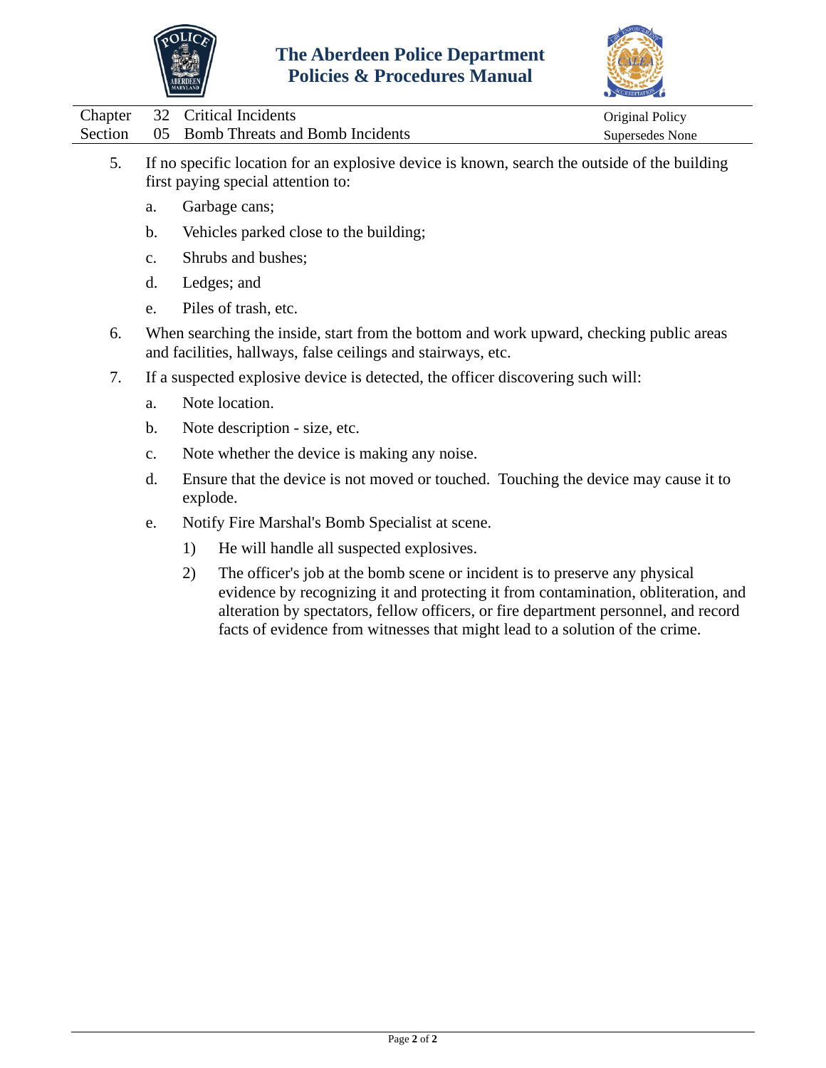5. If no specific location for an explosive device is known, search the outside of the building first paying special attention to:

    a. Garbage cans;

    b. Vehicles parked close to the building;

    c. Shrubs and bushes;

    d. Ledges; and

    e. Piles of trash, etc.

6. When searching the inside, start from the bottom and work upward, checking public areas and facilities, hallways, false ceilings and stairways, etc.

7. If a suspected explosive device is detected, the officer discovering such will:

    a. Note location.

    b. Note description - size, etc.

    c. Note whether the device is making any noise.

    d. Ensure that the device is not moved or touched. Touching the device may cause it to explode.

    e. Notify Fire Marshal's Bomb Specialist at scene.

        1) He will handle all suspected explosives.

        2) The officer's job at the bomb scene or incident is to preserve any physical evidence by recognizing it and protecting it from contamination, obliteration, and alteration by spectators, fellow officers, or fire department personnel, and record facts of evidence from witnesses that might lead to a solution of the crime.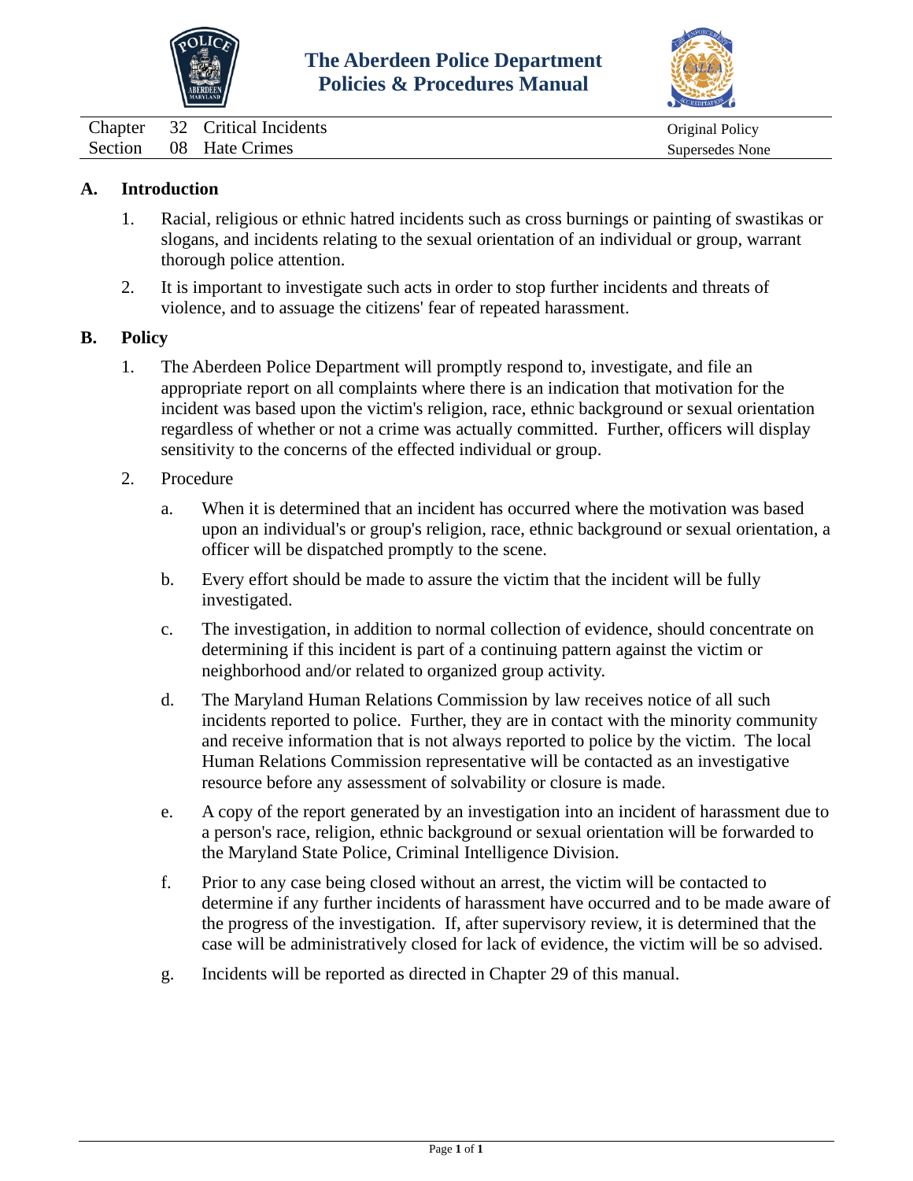# The Aberdeen Police Department Policies & Procedures Manual

| | | | |
|---|---|---|---|
| Chapter | 32 | Critical Incidents | Original Policy |
| Section | 08 | Hate Crimes | Supersedes None |

## A. Introduction

1. Racial, religious or ethnic hatred incidents such as cross burnings or painting of swastikas or slogans, and incidents relating to the sexual orientation of an individual or group, warrant thorough police attention.

2. It is important to investigate such acts in order to stop further incidents and threats of violence, and to assuage the citizens' fear of repeated harassment.

## B. Policy

1. The Aberdeen Police Department will promptly respond to, investigate, and file an appropriate report on all complaints where there is an indication that motivation for the incident was based upon the victim's religion, race, ethnic background or sexual orientation regardless of whether or not a crime was actually committed. Further, officers will display sensitivity to the concerns of the effected individual or group.

2. Procedure

   a. When it is determined that an incident has occurred where the motivation was based upon an individual's or group's religion, race, ethnic background or sexual orientation, a officer will be dispatched promptly to the scene.

   b. Every effort should be made to assure the victim that the incident will be fully investigated.

   c. The investigation, in addition to normal collection of evidence, should concentrate on determining if this incident is part of a continuing pattern against the victim or neighborhood and/or related to organized group activity.

   d. The Maryland Human Relations Commission by law receives notice of all such incidents reported to police. Further, they are in contact with the minority community and receive information that is not always reported to police by the victim. The local Human Relations Commission representative will be contacted as an investigative resource before any assessment of solvability or closure is made.

   e. A copy of the report generated by an investigation into an incident of harassment due to a person's race, religion, ethnic background or sexual orientation will be forwarded to the Maryland State Police, Criminal Intelligence Division.

   f. Prior to any case being closed without an arrest, the victim will be contacted to determine if any further incidents of harassment have occurred and to be made aware of the progress of the investigation. If, after supervisory review, it is determined that the case will be administratively closed for lack of evidence, the victim will be so advised.

   g. Incidents will be reported as directed in Chapter 29 of this manual.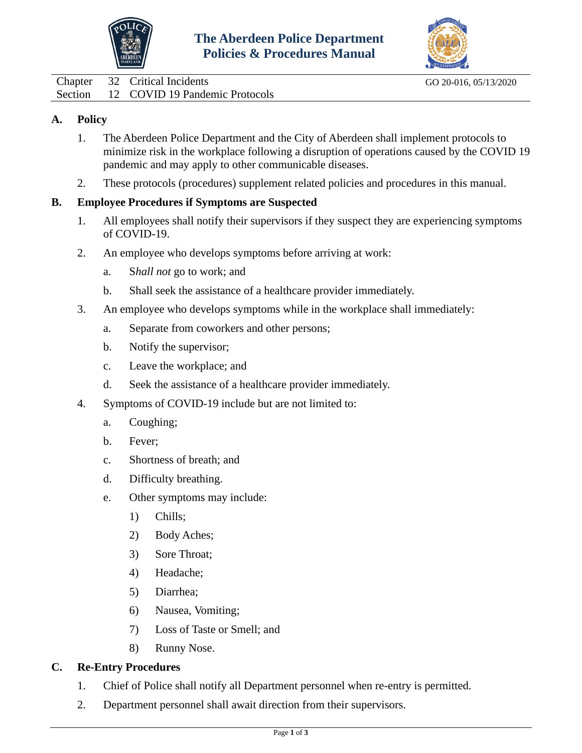# The Aberdeen Police Department
# Policies & Procedures Manual

Chapter 32 Critical Incidents — GO 20-016, 05/13/2020
Section 12 COVID 19 Pandemic Protocols

## A. Policy

1. The Aberdeen Police Department and the City of Aberdeen shall implement protocols to minimize risk in the workplace following a disruption of operations caused by the COVID 19 pandemic and may apply to other communicable diseases.
2. These protocols (procedures) supplement related policies and procedures in this manual.

## B. Employee Procedures if Symptoms are Suspected

1. All employees shall notify their supervisors if they suspect they are experiencing symptoms of COVID-19.
2. An employee who develops symptoms before arriving at work:
   a. S*hall not* go to work; and
   b. Shall seek the assistance of a healthcare provider immediately.
3. An employee who develops symptoms while in the workplace shall immediately:
   a. Separate from coworkers and other persons;
   b. Notify the supervisor;
   c. Leave the workplace; and
   d. Seek the assistance of a healthcare provider immediately.
4. Symptoms of COVID-19 include but are not limited to:
   a. Coughing;
   b. Fever;
   c. Shortness of breath; and
   d. Difficulty breathing.
   e. Other symptoms may include:
      1) Chills;
      2) Body Aches;
      3) Sore Throat;
      4) Headache;
      5) Diarrhea;
      6) Nausea, Vomiting;
      7) Loss of Taste or Smell; and
      8) Runny Nose.

## C. Re-Entry Procedures

1. Chief of Police shall notify all Department personnel when re-entry is permitted.
2. Department personnel shall await direction from their supervisors.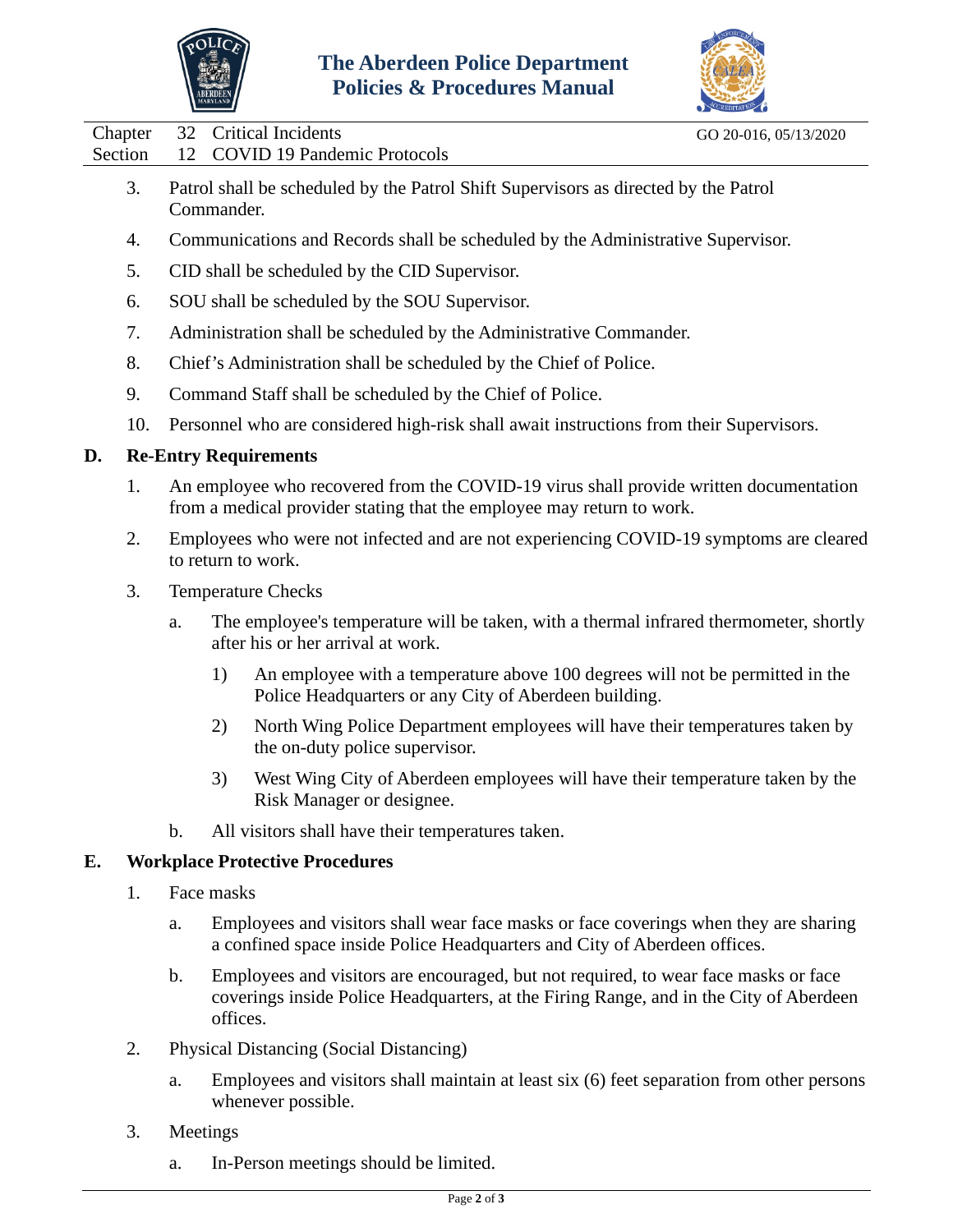3. Patrol shall be scheduled by the Patrol Shift Supervisors as directed by the Patrol Commander.
4. Communications and Records shall be scheduled by the Administrative Supervisor.
5. CID shall be scheduled by the CID Supervisor.
6. SOU shall be scheduled by the SOU Supervisor.
7. Administration shall be scheduled by the Administrative Commander.
8. Chief's Administration shall be scheduled by the Chief of Police.
9. Command Staff shall be scheduled by the Chief of Police.
10. Personnel who are considered high-risk shall await instructions from their Supervisors.

**D. Re-Entry Requirements**

1. An employee who recovered from the COVID-19 virus shall provide written documentation from a medical provider stating that the employee may return to work.
2. Employees who were not infected and are not experiencing COVID-19 symptoms are cleared to return to work.
3. Temperature Checks
   a. The employee's temperature will be taken, with a thermal infrared thermometer, shortly after his or her arrival at work.
      1) An employee with a temperature above 100 degrees will not be permitted in the Police Headquarters or any City of Aberdeen building.
      2) North Wing Police Department employees will have their temperatures taken by the on-duty police supervisor.
      3) West Wing City of Aberdeen employees will have their temperature taken by the Risk Manager or designee.
   b. All visitors shall have their temperatures taken.

**E. Workplace Protective Procedures**

1. Face masks
   a. Employees and visitors shall wear face masks or face coverings when they are sharing a confined space inside Police Headquarters and City of Aberdeen offices.
   b. Employees and visitors are encouraged, but not required, to wear face masks or face coverings inside Police Headquarters, at the Firing Range, and in the City of Aberdeen offices.
2. Physical Distancing (Social Distancing)
   a. Employees and visitors shall maintain at least six (6) feet separation from other persons whenever possible.
3. Meetings
   a. In-Person meetings should be limited.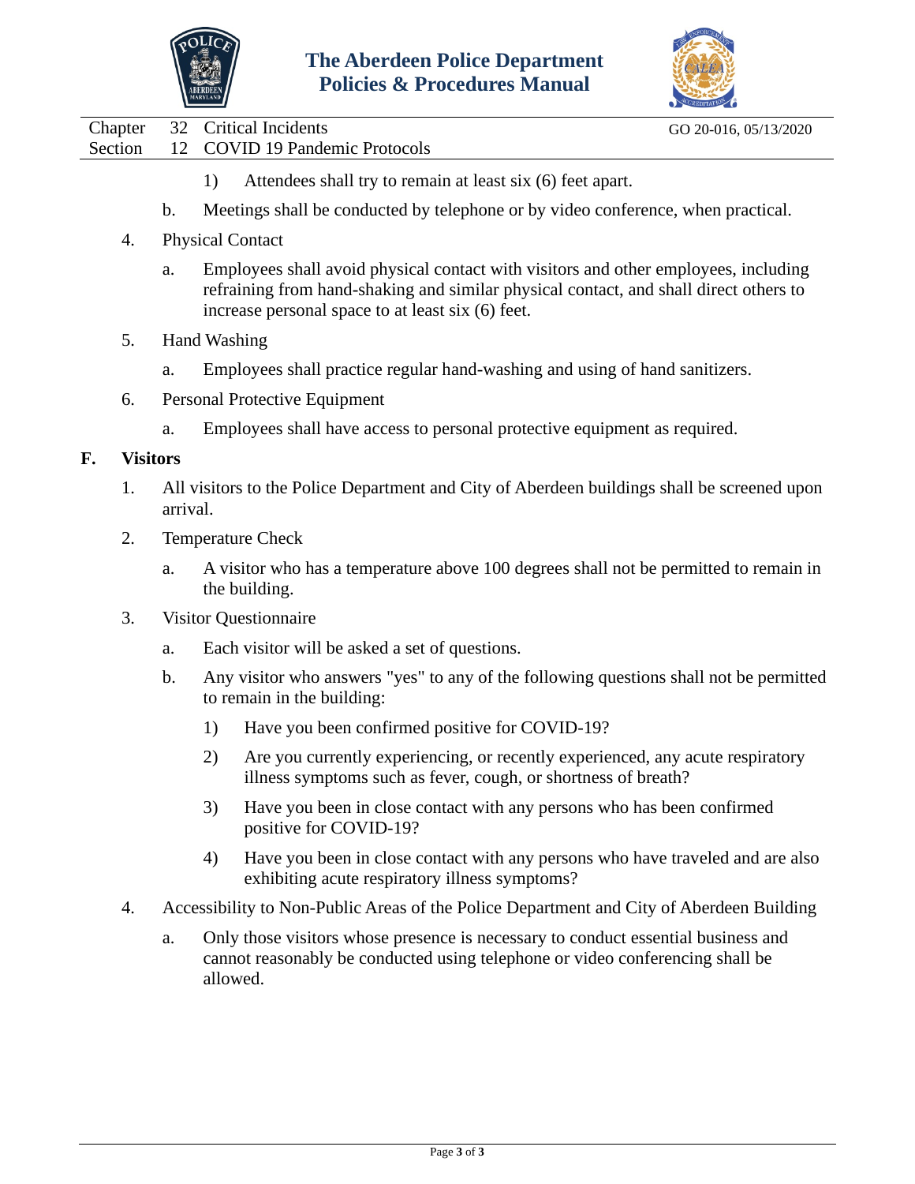1) Attendees shall try to remain at least six (6) feet apart.

b. Meetings shall be conducted by telephone or by video conference, when practical.

4. Physical Contact

   a. Employees shall avoid physical contact with visitors and other employees, including refraining from hand-shaking and similar physical contact, and shall direct others to increase personal space to at least six (6) feet.

5. Hand Washing

   a. Employees shall practice regular hand-washing and using of hand sanitizers.

6. Personal Protective Equipment

   a. Employees shall have access to personal protective equipment as required.

**F. Visitors**

1. All visitors to the Police Department and City of Aberdeen buildings shall be screened upon arrival.

2. Temperature Check

   a. A visitor who has a temperature above 100 degrees shall not be permitted to remain in the building.

3. Visitor Questionnaire

   a. Each visitor will be asked a set of questions.

   b. Any visitor who answers "yes" to any of the following questions shall not be permitted to remain in the building:

      1) Have you been confirmed positive for COVID-19?

      2) Are you currently experiencing, or recently experienced, any acute respiratory illness symptoms such as fever, cough, or shortness of breath?

      3) Have you been in close contact with any persons who has been confirmed positive for COVID-19?

      4) Have you been in close contact with any persons who have traveled and are also exhibiting acute respiratory illness symptoms?

4. Accessibility to Non-Public Areas of the Police Department and City of Aberdeen Building

   a. Only those visitors whose presence is necessary to conduct essential business and cannot reasonably be conducted using telephone or video conferencing shall be allowed.